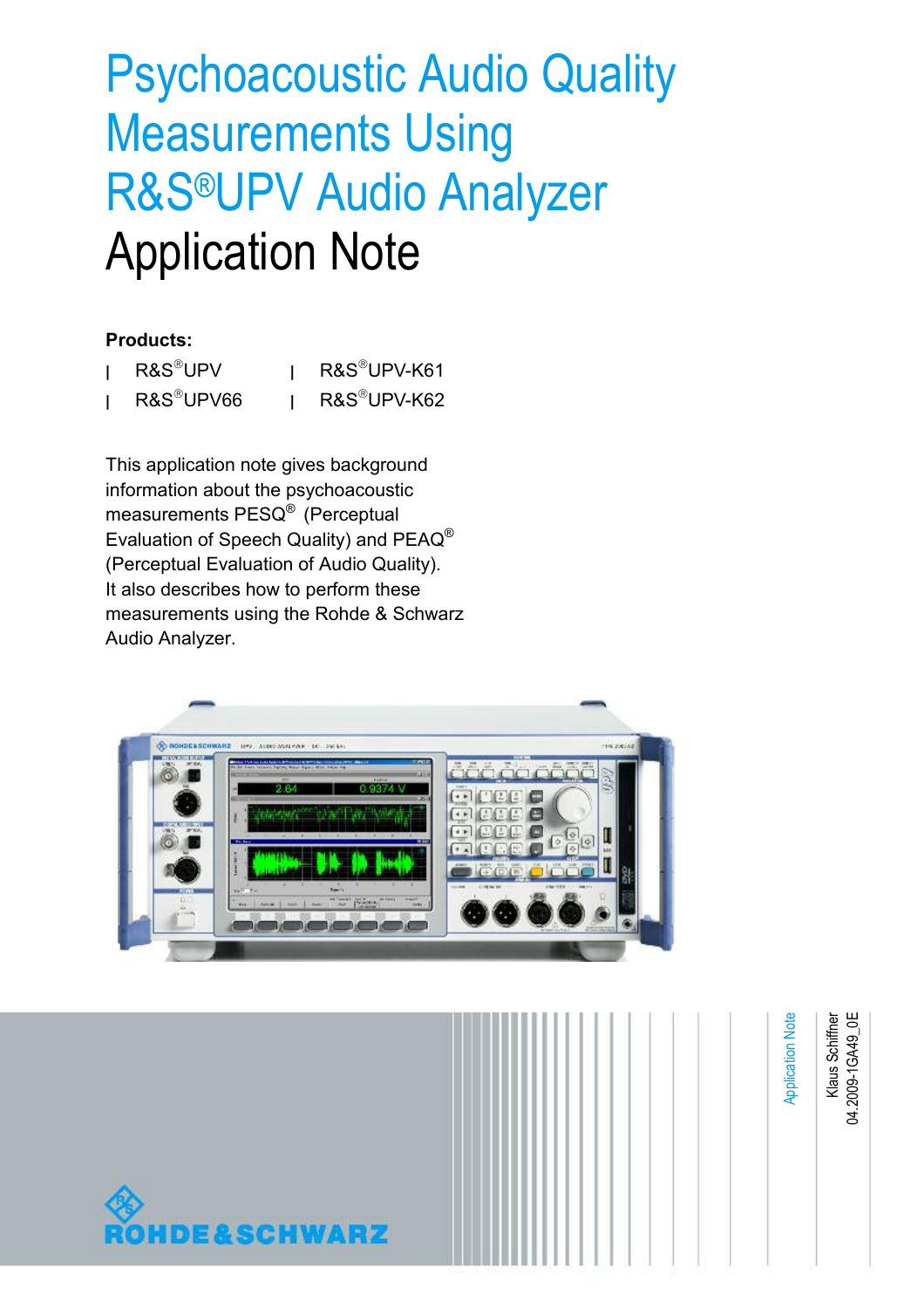# Psychoacoustic Audio Quality Measurements Using R&S®UPV Audio Analyzer

## Application Note

**Products:**

- R&S®UPV
- R&S®UPV66
- R&S®UPV-K61
- R&S®UPV-K62

This application note gives background information about the psychoacoustic measurements PESQ® (Perceptual Evaluation of Speech Quality) and PEAQ® (Perceptual Evaluation of Audio Quality). It also describes how to perform these measurements using the Rohde & Schwarz Audio Analyzer.

Application Note

Klaus Schiffner

04.2009-1GA49_0E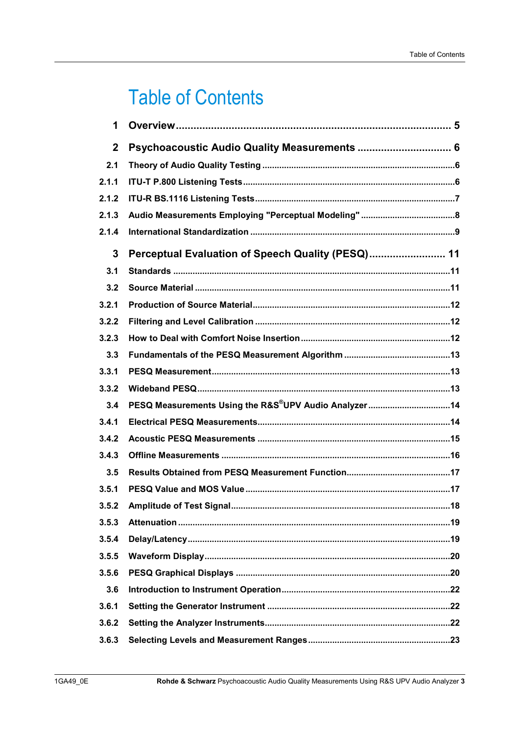# Table of Contents

| | | |
|---|---|---|
| **1** | **Overview** | **5** |
| **2** | **Psychoacoustic Audio Quality Measurements** | **6** |
| 2.1 | Theory of Audio Quality Testing | 6 |
| 2.1.1 | ITU-T P.800 Listening Tests | 6 |
| 2.1.2 | ITU-R BS.1116 Listening Tests | 7 |
| 2.1.3 | Audio Measurements Employing "Perceptual Modeling" | 8 |
| 2.1.4 | International Standardization | 9 |
| **3** | **Perceptual Evaluation of Speech Quality (PESQ)** | **11** |
| 3.1 | Standards | 11 |
| 3.2 | Source Material | 11 |
| 3.2.1 | Production of Source Material | 12 |
| 3.2.2 | Filtering and Level Calibration | 12 |
| 3.2.3 | How to Deal with Comfort Noise Insertion | 12 |
| 3.3 | Fundamentals of the PESQ Measurement Algorithm | 13 |
| 3.3.1 | PESQ Measurement | 13 |
| 3.3.2 | Wideband PESQ | 13 |
| 3.4 | PESQ Measurements Using the R&S®UPV Audio Analyzer | 14 |
| 3.4.1 | Electrical PESQ Measurements | 14 |
| 3.4.2 | Acoustic PESQ Measurements | 15 |
| 3.4.3 | Offline Measurements | 16 |
| 3.5 | Results Obtained from PESQ Measurement Function | 17 |
| 3.5.1 | PESQ Value and MOS Value | 17 |
| 3.5.2 | Amplitude of Test Signal | 18 |
| 3.5.3 | Attenuation | 19 |
| 3.5.4 | Delay/Latency | 19 |
| 3.5.5 | Waveform Display | 20 |
| 3.5.6 | PESQ Graphical Displays | 20 |
| 3.6 | Introduction to Instrument Operation | 22 |
| 3.6.1 | Setting the Generator Instrument | 22 |
| 3.6.2 | Setting the Analyzer Instruments | 22 |
| 3.6.3 | Selecting Levels and Measurement Ranges | 23 |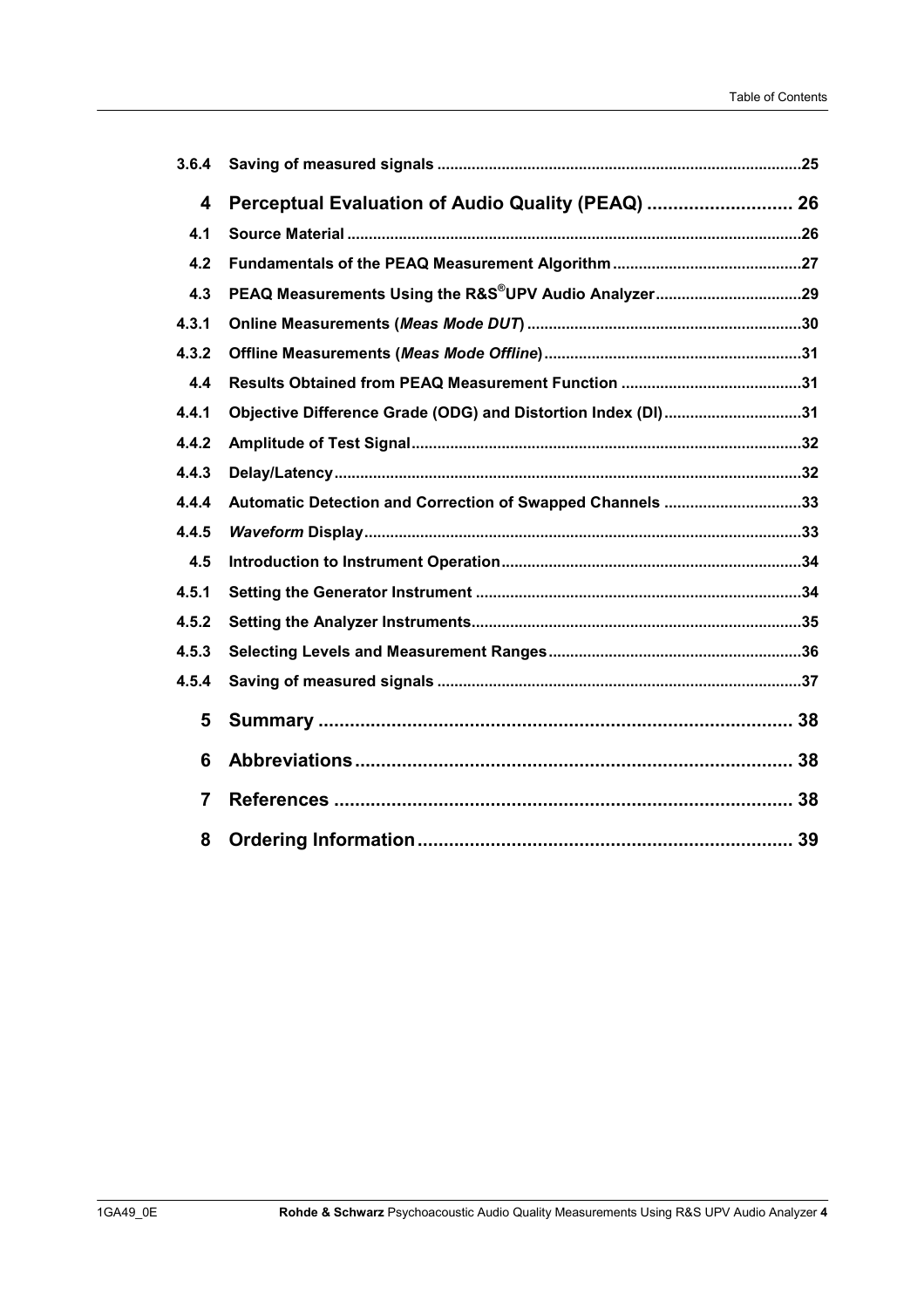| | | |
|---|---|---|
| 3.6.4 | **Saving of measured signals** | 25 |
| **4** | **Perceptual Evaluation of Audio Quality (PEAQ)** | **26** |
| 4.1 | **Source Material** | 26 |
| 4.2 | **Fundamentals of the PEAQ Measurement Algorithm** | 27 |
| 4.3 | **PEAQ Measurements Using the R&S®UPV Audio Analyzer** | 29 |
| 4.3.1 | **Online Measurements (*Meas Mode DUT*)** | 30 |
| 4.3.2 | **Offline Measurements (*Meas Mode Offline*)** | 31 |
| 4.4 | **Results Obtained from PEAQ Measurement Function** | 31 |
| 4.4.1 | **Objective Difference Grade (ODG) and Distortion Index (DI)** | 31 |
| 4.4.2 | **Amplitude of Test Signal** | 32 |
| 4.4.3 | **Delay/Latency** | 32 |
| 4.4.4 | **Automatic Detection and Correction of Swapped Channels** | 33 |
| 4.4.5 | ***Waveform* Display** | 33 |
| 4.5 | **Introduction to Instrument Operation** | 34 |
| 4.5.1 | **Setting the Generator Instrument** | 34 |
| 4.5.2 | **Setting the Analyzer Instruments** | 35 |
| 4.5.3 | **Selecting Levels and Measurement Ranges** | 36 |
| 4.5.4 | **Saving of measured signals** | 37 |
| **5** | **Summary** | **38** |
| **6** | **Abbreviations** | **38** |
| **7** | **References** | **38** |
| **8** | **Ordering Information** | **39** |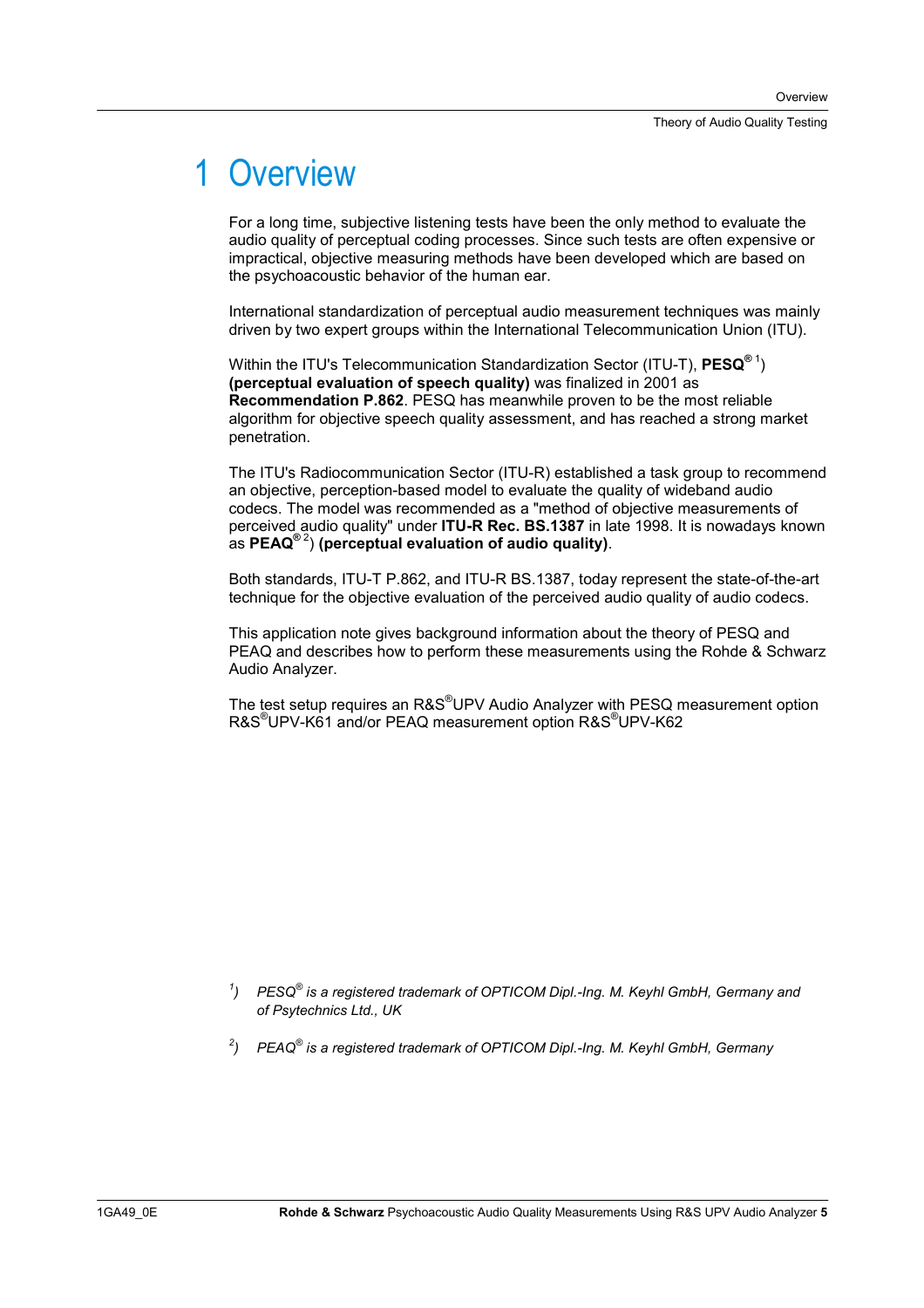# 1 Overview

For a long time, subjective listening tests have been the only method to evaluate the audio quality of perceptual coding processes. Since such tests are often expensive or impractical, objective measuring methods have been developed which are based on the psychoacoustic behavior of the human ear.

International standardization of perceptual audio measurement techniques was mainly driven by two expert groups within the International Telecommunication Union (ITU).

Within the ITU's Telecommunication Standardization Sector (ITU-T), **PESQ®** [1]) **(perceptual evaluation of speech quality)** was finalized in 2001 as **Recommendation P.862**. PESQ has meanwhile proven to be the most reliable algorithm for objective speech quality assessment, and has reached a strong market penetration.

The ITU's Radiocommunication Sector (ITU-R) established a task group to recommend an objective, perception-based model to evaluate the quality of wideband audio codecs. The model was recommended as a "method of objective measurements of perceived audio quality" under **ITU-R Rec. BS.1387** in late 1998. It is nowadays known as **PEAQ®** [2]) **(perceptual evaluation of audio quality)**.

Both standards, ITU-T P.862, and ITU-R BS.1387, today represent the state-of-the-art technique for the objective evaluation of the perceived audio quality of audio codecs.

This application note gives background information about the theory of PESQ and PEAQ and describes how to perform these measurements using the Rohde & Schwarz Audio Analyzer.

The test setup requires an R&S®UPV Audio Analyzer with PESQ measurement option R&S®UPV-K61 and/or PEAQ measurement option R&S®UPV-K62

*[1]) PESQ® is a registered trademark of OPTICOM Dipl.-Ing. M. Keyhl GmbH, Germany and of Psytechnics Ltd., UK*

*[2]) PEAQ® is a registered trademark of OPTICOM Dipl.-Ing. M. Keyhl GmbH, Germany*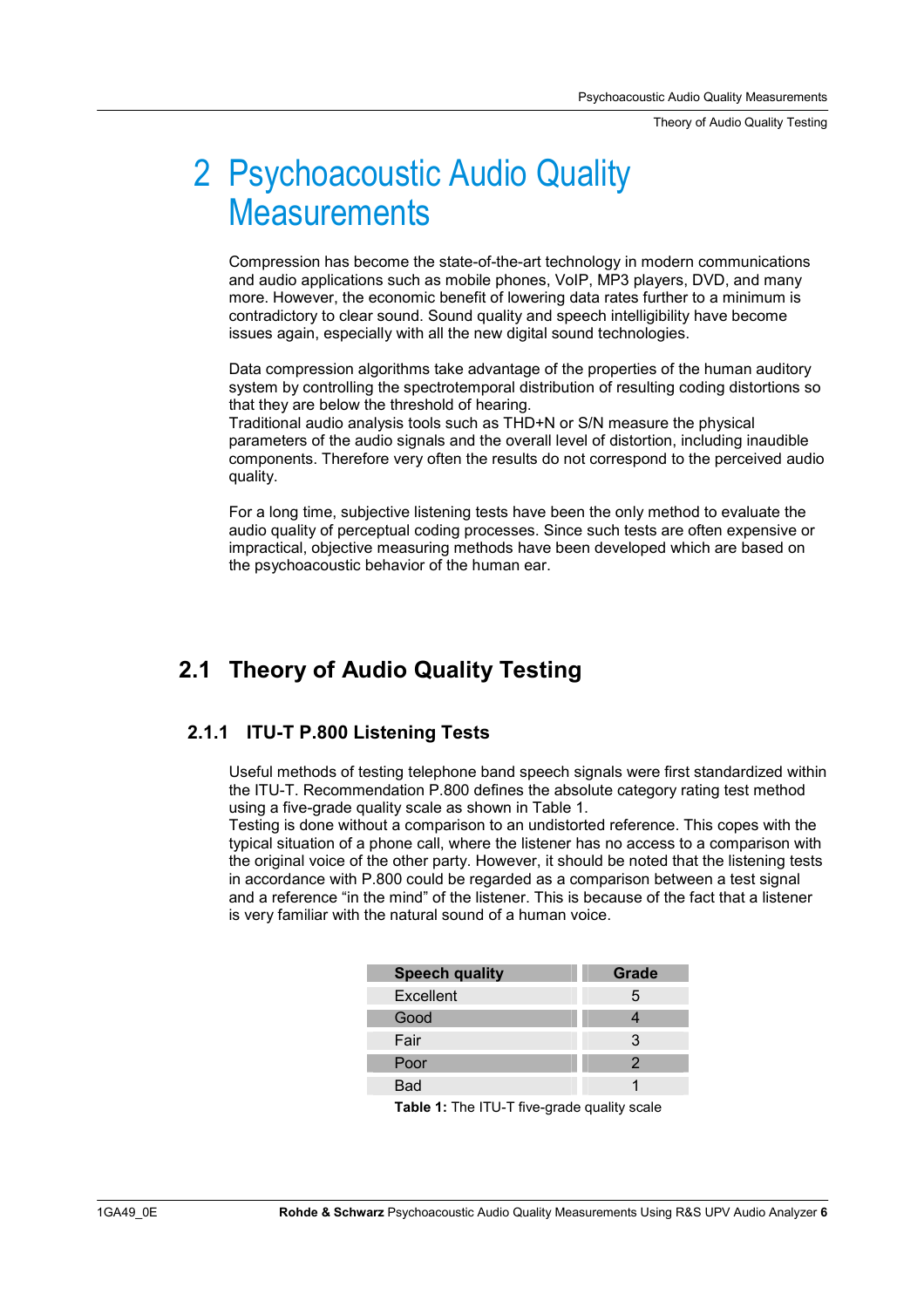# 2 Psychoacoustic Audio Quality Measurements

Compression has become the state-of-the-art technology in modern communications and audio applications such as mobile phones, VoIP, MP3 players, DVD, and many more. However, the economic benefit of lowering data rates further to a minimum is contradictory to clear sound. Sound quality and speech intelligibility have become issues again, especially with all the new digital sound technologies.

Data compression algorithms take advantage of the properties of the human auditory system by controlling the spectrotemporal distribution of resulting coding distortions so that they are below the threshold of hearing.
Traditional audio analysis tools such as THD+N or S/N measure the physical parameters of the audio signals and the overall level of distortion, including inaudible components. Therefore very often the results do not correspond to the perceived audio quality.

For a long time, subjective listening tests have been the only method to evaluate the audio quality of perceptual coding processes. Since such tests are often expensive or impractical, objective measuring methods have been developed which are based on the psychoacoustic behavior of the human ear.

## 2.1 Theory of Audio Quality Testing

### 2.1.1 ITU-T P.800 Listening Tests

Useful methods of testing telephone band speech signals were first standardized within the ITU-T. Recommendation P.800 defines the absolute category rating test method using a five-grade quality scale as shown in Table 1.
Testing is done without a comparison to an undistorted reference. This copes with the typical situation of a phone call, where the listener has no access to a comparison with the original voice of the other party. However, it should be noted that the listening tests in accordance with P.800 could be regarded as a comparison between a test signal and a reference "in the mind" of the listener. This is because of the fact that a listener is very familiar with the natural sound of a human voice.

| Speech quality | Grade |
|---|---|
| Excellent | 5 |
| Good | 4 |
| Fair | 3 |
| Poor | 2 |
| Bad | 1 |

**Table 1:** The ITU-T five-grade quality scale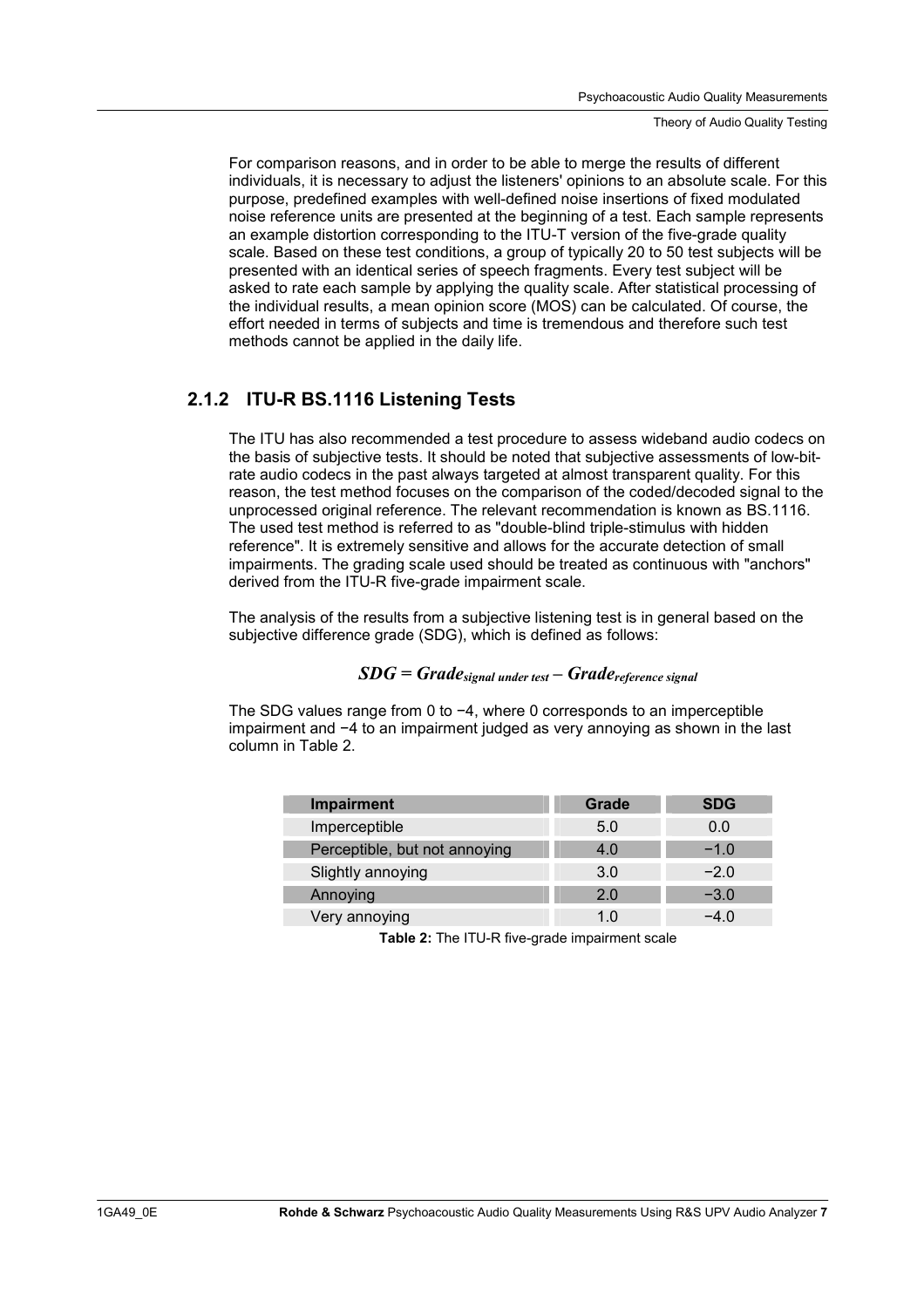For comparison reasons, and in order to be able to merge the results of different individuals, it is necessary to adjust the listeners' opinions to an absolute scale. For this purpose, predefined examples with well-defined noise insertions of fixed modulated noise reference units are presented at the beginning of a test. Each sample represents an example distortion corresponding to the ITU-T version of the five-grade quality scale. Based on these test conditions, a group of typically 20 to 50 test subjects will be presented with an identical series of speech fragments. Every test subject will be asked to rate each sample by applying the quality scale. After statistical processing of the individual results, a mean opinion score (MOS) can be calculated. Of course, the effort needed in terms of subjects and time is tremendous and therefore such test methods cannot be applied in the daily life.

### 2.1.2 ITU-R BS.1116 Listening Tests

The ITU has also recommended a test procedure to assess wideband audio codecs on the basis of subjective tests. It should be noted that subjective assessments of low-bit-rate audio codecs in the past always targeted at almost transparent quality. For this reason, the test method focuses on the comparison of the coded/decoded signal to the unprocessed original reference. The relevant recommendation is known as BS.1116. The used test method is referred to as "double-blind triple-stimulus with hidden reference". It is extremely sensitive and allows for the accurate detection of small impairments. The grading scale used should be treated as continuous with "anchors" derived from the ITU-R five-grade impairment scale.

The analysis of the results from a subjective listening test is in general based on the subjective difference grade (SDG), which is defined as follows:

$$SDG = Grade_{signal\ under\ test} - Grade_{reference\ signal}$$

The SDG values range from 0 to −4, where 0 corresponds to an imperceptible impairment and −4 to an impairment judged as very annoying as shown in the last column in Table 2.

| Impairment | Grade | SDG |
|---|---|---|
| Imperceptible | 5.0 | 0.0 |
| Perceptible, but not annoying | 4.0 | −1.0 |
| Slightly annoying | 3.0 | −2.0 |
| Annoying | 2.0 | −3.0 |
| Very annoying | 1.0 | −4.0 |

**Table 2:** The ITU-R five-grade impairment scale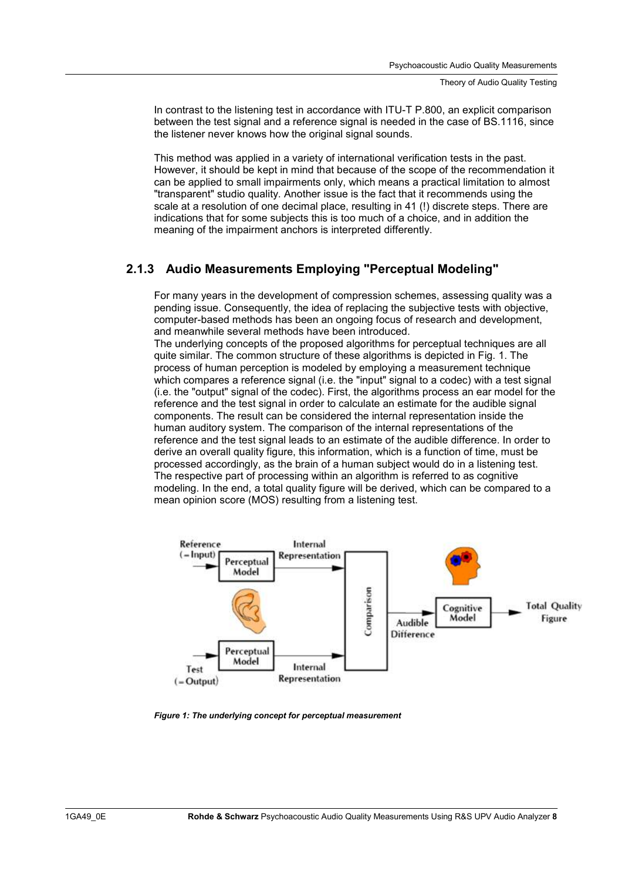In contrast to the listening test in accordance with ITU-T P.800, an explicit comparison between the test signal and a reference signal is needed in the case of BS.1116, since the listener never knows how the original signal sounds.

This method was applied in a variety of international verification tests in the past. However, it should be kept in mind that because of the scope of the recommendation it can be applied to small impairments only, which means a practical limitation to almost "transparent" studio quality. Another issue is the fact that it recommends using the scale at a resolution of one decimal place, resulting in 41 (!) discrete steps. There are indications that for some subjects this is too much of a choice, and in addition the meaning of the impairment anchors is interpreted differently.

### 2.1.3 Audio Measurements Employing "Perceptual Modeling"

For many years in the development of compression schemes, assessing quality was a pending issue. Consequently, the idea of replacing the subjective tests with objective, computer-based methods has been an ongoing focus of research and development, and meanwhile several methods have been introduced.
The underlying concepts of the proposed algorithms for perceptual techniques are all quite similar. The common structure of these algorithms is depicted in Fig. 1. The process of human perception is modeled by employing a measurement technique which compares a reference signal (i.e. the "input" signal to a codec) with a test signal (i.e. the "output" signal of the codec). First, the algorithms process an ear model for the reference and the test signal in order to calculate an estimate for the audible signal components. The result can be considered the internal representation inside the human auditory system. The comparison of the internal representations of the reference and the test signal leads to an estimate of the audible difference. In order to derive an overall quality figure, this information, which is a function of time, must be processed accordingly, as the brain of a human subject would do in a listening test. The respective part of processing within an algorithm is referred to as cognitive modeling. In the end, a total quality figure will be derived, which can be compared to a mean opinion score (MOS) resulting from a listening test.

*Figure 1: The underlying concept for perceptual measurement*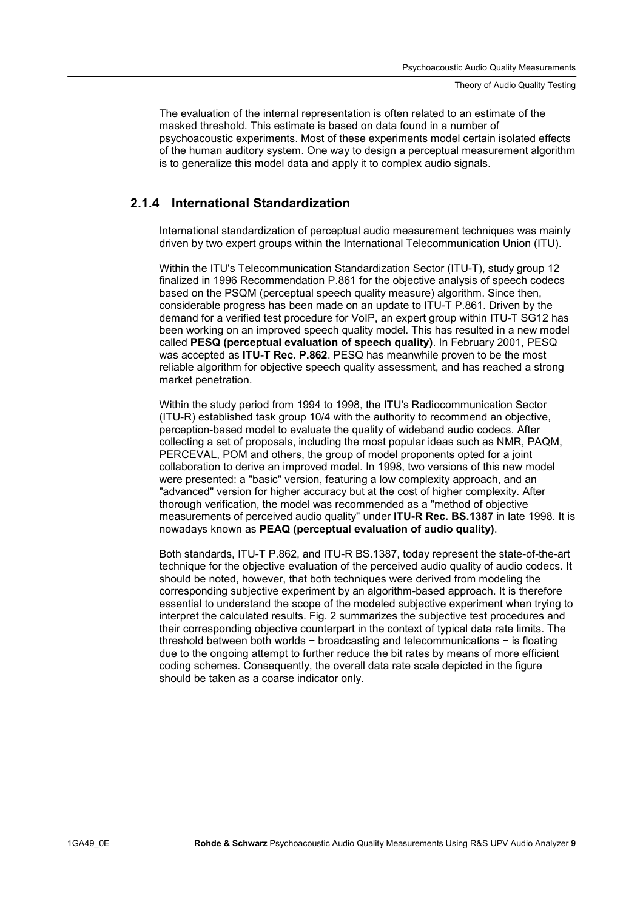The evaluation of the internal representation is often related to an estimate of the masked threshold. This estimate is based on data found in a number of psychoacoustic experiments. Most of these experiments model certain isolated effects of the human auditory system. One way to design a perceptual measurement algorithm is to generalize this model data and apply it to complex audio signals.

### 2.1.4 International Standardization

International standardization of perceptual audio measurement techniques was mainly driven by two expert groups within the International Telecommunication Union (ITU).

Within the ITU's Telecommunication Standardization Sector (ITU-T), study group 12 finalized in 1996 Recommendation P.861 for the objective analysis of speech codecs based on the PSQM (perceptual speech quality measure) algorithm. Since then, considerable progress has been made on an update to ITU-T P.861. Driven by the demand for a verified test procedure for VoIP, an expert group within ITU-T SG12 has been working on an improved speech quality model. This has resulted in a new model called **PESQ (perceptual evaluation of speech quality)**. In February 2001, PESQ was accepted as **ITU-T Rec. P.862**. PESQ has meanwhile proven to be the most reliable algorithm for objective speech quality assessment, and has reached a strong market penetration.

Within the study period from 1994 to 1998, the ITU's Radiocommunication Sector (ITU-R) established task group 10/4 with the authority to recommend an objective, perception-based model to evaluate the quality of wideband audio codecs. After collecting a set of proposals, including the most popular ideas such as NMR, PAQM, PERCEVAL, POM and others, the group of model proponents opted for a joint collaboration to derive an improved model. In 1998, two versions of this new model were presented: a "basic" version, featuring a low complexity approach, and an "advanced" version for higher accuracy but at the cost of higher complexity. After thorough verification, the model was recommended as a "method of objective measurements of perceived audio quality" under **ITU-R Rec. BS.1387** in late 1998. It is nowadays known as **PEAQ (perceptual evaluation of audio quality)**.

Both standards, ITU-T P.862, and ITU-R BS.1387, today represent the state-of-the-art technique for the objective evaluation of the perceived audio quality of audio codecs. It should be noted, however, that both techniques were derived from modeling the corresponding subjective experiment by an algorithm-based approach. It is therefore essential to understand the scope of the modeled subjective experiment when trying to interpret the calculated results. Fig. 2 summarizes the subjective test procedures and their corresponding objective counterpart in the context of typical data rate limits. The threshold between both worlds − broadcasting and telecommunications − is floating due to the ongoing attempt to further reduce the bit rates by means of more efficient coding schemes. Consequently, the overall data rate scale depicted in the figure should be taken as a coarse indicator only.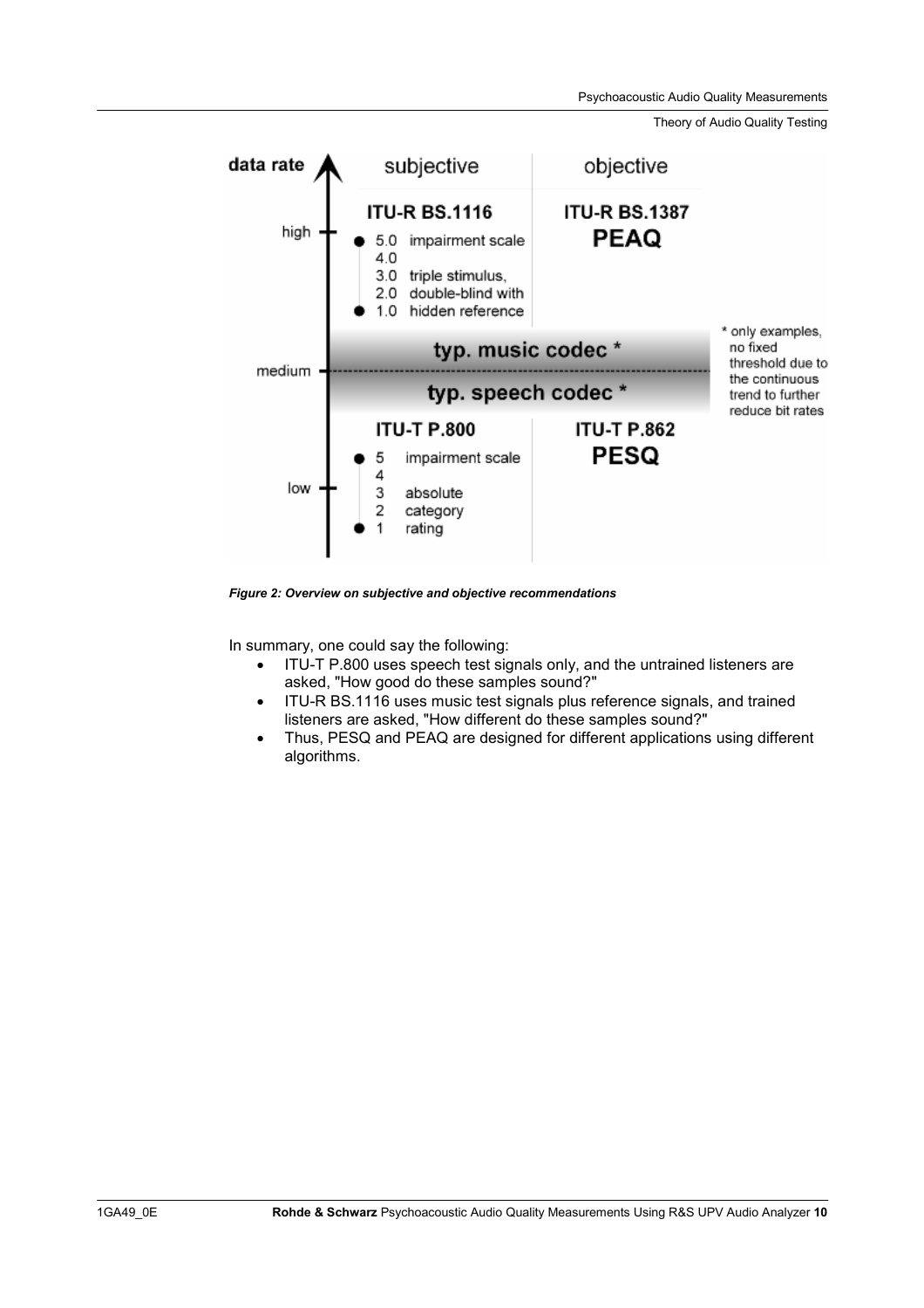*Figure 2: Overview on subjective and objective recommendations*

In summary, one could say the following:

- ITU-T P.800 uses speech test signals only, and the untrained listeners are asked, "How good do these samples sound?"
- ITU-R BS.1116 uses music test signals plus reference signals, and trained listeners are asked, "How different do these samples sound?"
- Thus, PESQ and PEAQ are designed for different applications using different algorithms.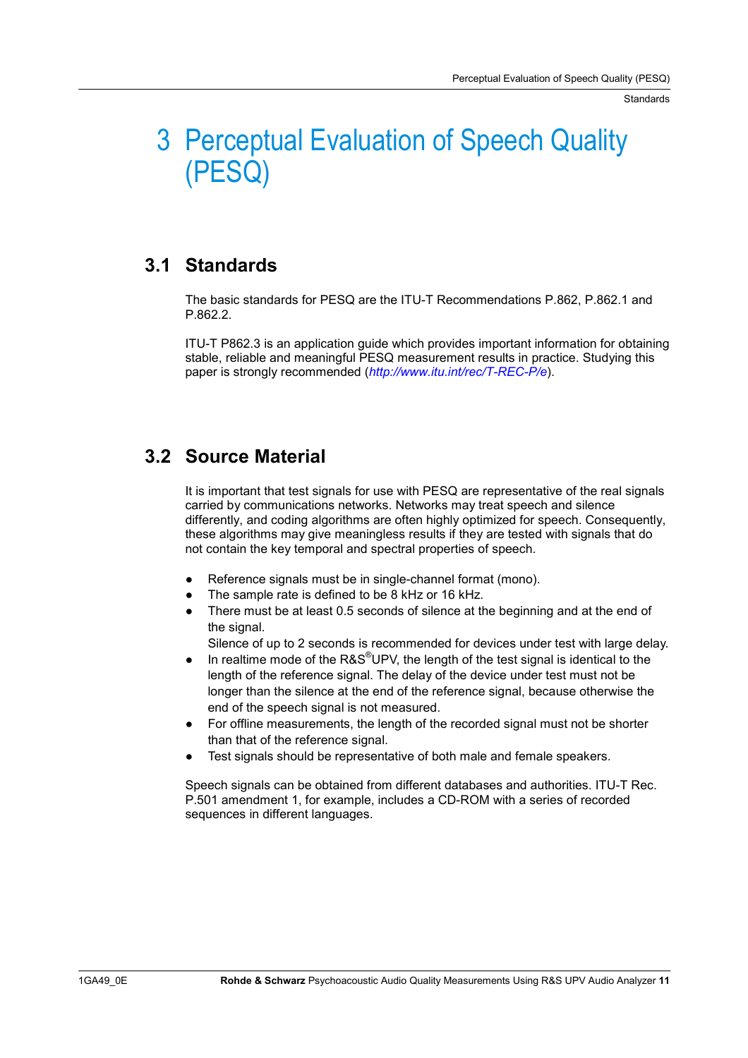# 3 Perceptual Evaluation of Speech Quality (PESQ)

## 3.1 Standards

The basic standards for PESQ are the ITU-T Recommendations P.862, P.862.1 and P.862.2.

ITU-T P862.3 is an application guide which provides important information for obtaining stable, reliable and meaningful PESQ measurement results in practice. Studying this paper is strongly recommended (*http://www.itu.int/rec/T-REC-P/e*).

## 3.2 Source Material

It is important that test signals for use with PESQ are representative of the real signals carried by communications networks. Networks may treat speech and silence differently, and coding algorithms are often highly optimized for speech. Consequently, these algorithms may give meaningless results if they are tested with signals that do not contain the key temporal and spectral properties of speech.

- Reference signals must be in single-channel format (mono).
- The sample rate is defined to be 8 kHz or 16 kHz.
- There must be at least 0.5 seconds of silence at the beginning and at the end of the signal.
  Silence of up to 2 seconds is recommended for devices under test with large delay.
- In realtime mode of the R&S®UPV, the length of the test signal is identical to the length of the reference signal. The delay of the device under test must not be longer than the silence at the end of the reference signal, because otherwise the end of the speech signal is not measured.
- For offline measurements, the length of the recorded signal must not be shorter than that of the reference signal.
- Test signals should be representative of both male and female speakers.

Speech signals can be obtained from different databases and authorities. ITU-T Rec. P.501 amendment 1, for example, includes a CD-ROM with a series of recorded sequences in different languages.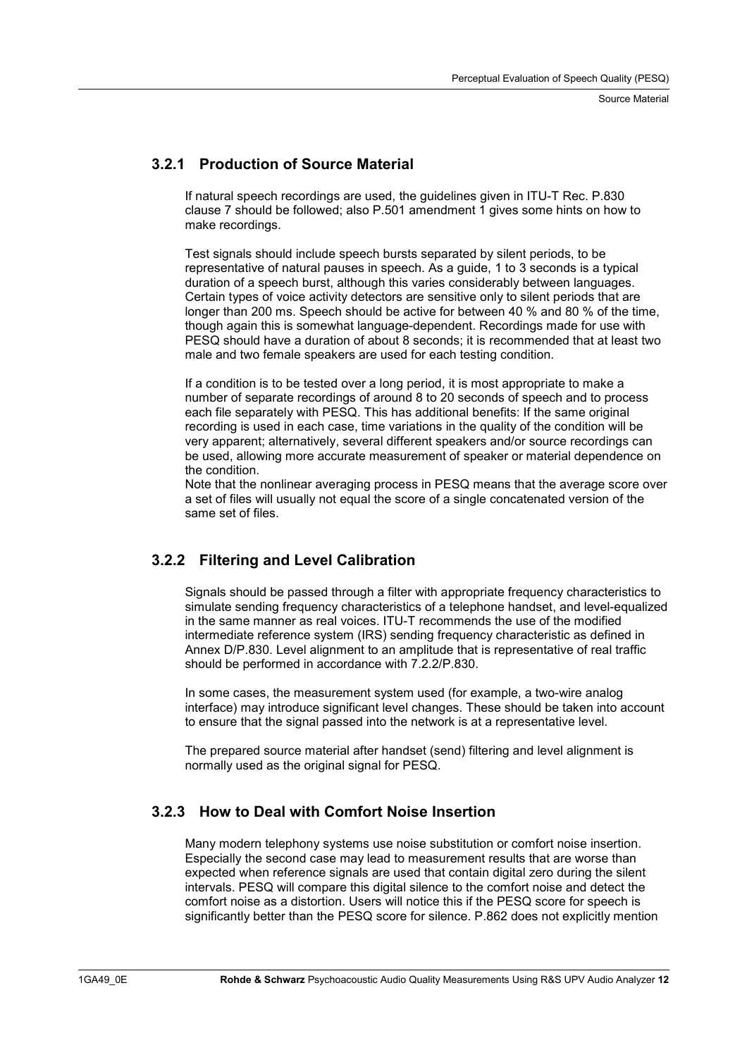### 3.2.1 Production of Source Material

If natural speech recordings are used, the guidelines given in ITU-T Rec. P.830 clause 7 should be followed; also P.501 amendment 1 gives some hints on how to make recordings.

Test signals should include speech bursts separated by silent periods, to be representative of natural pauses in speech. As a guide, 1 to 3 seconds is a typical duration of a speech burst, although this varies considerably between languages. Certain types of voice activity detectors are sensitive only to silent periods that are longer than 200 ms. Speech should be active for between 40 % and 80 % of the time, though again this is somewhat language-dependent. Recordings made for use with PESQ should have a duration of about 8 seconds; it is recommended that at least two male and two female speakers are used for each testing condition.

If a condition is to be tested over a long period, it is most appropriate to make a number of separate recordings of around 8 to 20 seconds of speech and to process each file separately with PESQ. This has additional benefits: If the same original recording is used in each case, time variations in the quality of the condition will be very apparent; alternatively, several different speakers and/or source recordings can be used, allowing more accurate measurement of speaker or material dependence on the condition.
Note that the nonlinear averaging process in PESQ means that the average score over a set of files will usually not equal the score of a single concatenated version of the same set of files.

### 3.2.2 Filtering and Level Calibration

Signals should be passed through a filter with appropriate frequency characteristics to simulate sending frequency characteristics of a telephone handset, and level-equalized in the same manner as real voices. ITU-T recommends the use of the modified intermediate reference system (IRS) sending frequency characteristic as defined in Annex D/P.830. Level alignment to an amplitude that is representative of real traffic should be performed in accordance with 7.2.2/P.830.

In some cases, the measurement system used (for example, a two-wire analog interface) may introduce significant level changes. These should be taken into account to ensure that the signal passed into the network is at a representative level.

The prepared source material after handset (send) filtering and level alignment is normally used as the original signal for PESQ.

### 3.2.3 How to Deal with Comfort Noise Insertion

Many modern telephony systems use noise substitution or comfort noise insertion. Especially the second case may lead to measurement results that are worse than expected when reference signals are used that contain digital zero during the silent intervals. PESQ will compare this digital silence to the comfort noise and detect the comfort noise as a distortion. Users will notice this if the PESQ score for speech is significantly better than the PESQ score for silence. P.862 does not explicitly mention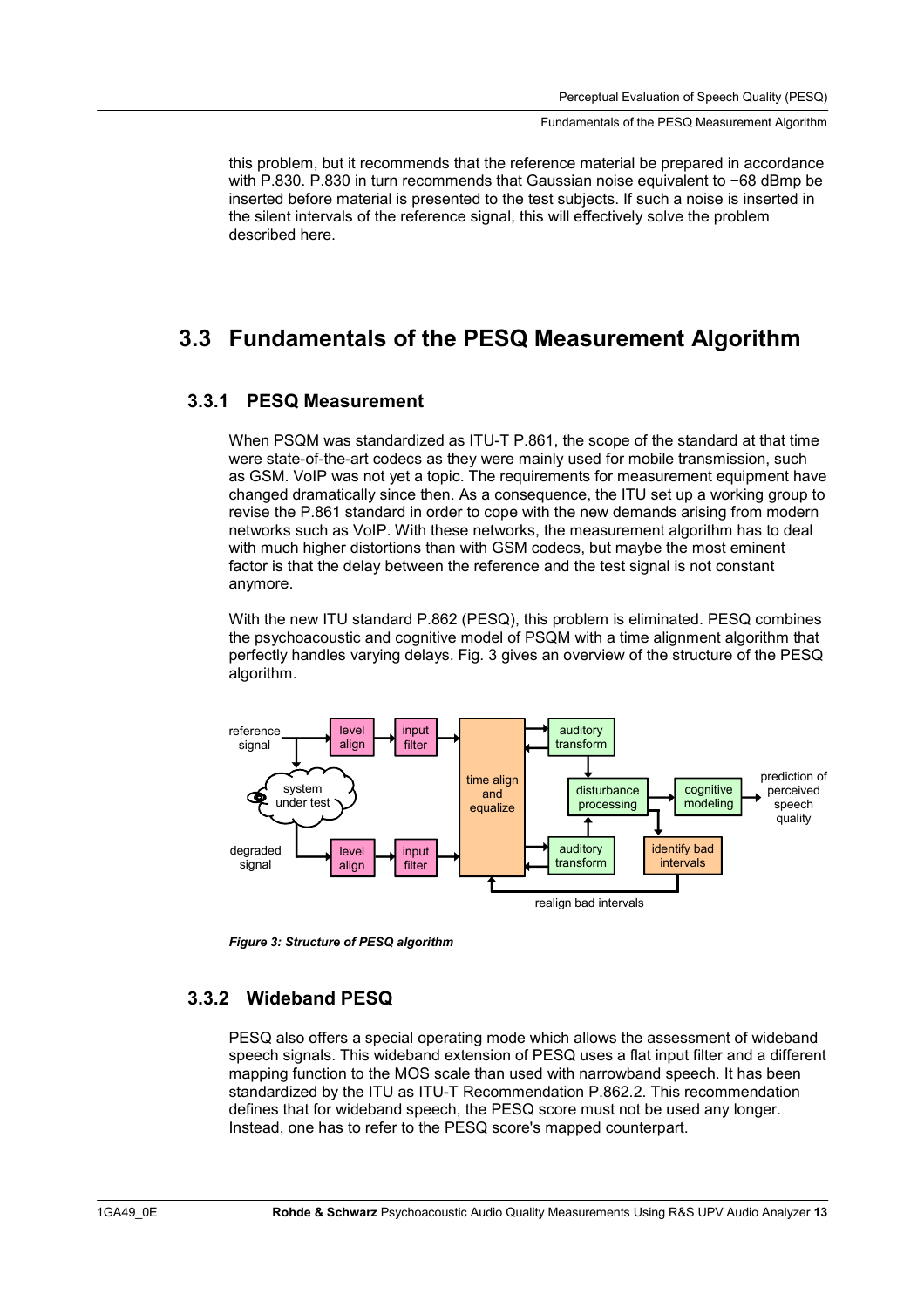this problem, but it recommends that the reference material be prepared in accordance with P.830. P.830 in turn recommends that Gaussian noise equivalent to −68 dBmp be inserted before material is presented to the test subjects. If such a noise is inserted in the silent intervals of the reference signal, this will effectively solve the problem described here.

## 3.3 Fundamentals of the PESQ Measurement Algorithm

### 3.3.1 PESQ Measurement

When PSQM was standardized as ITU-T P.861, the scope of the standard at that time were state-of-the-art codecs as they were mainly used for mobile transmission, such as GSM. VoIP was not yet a topic. The requirements for measurement equipment have changed dramatically since then. As a consequence, the ITU set up a working group to revise the P.861 standard in order to cope with the new demands arising from modern networks such as VoIP. With these networks, the measurement algorithm has to deal with much higher distortions than with GSM codecs, but maybe the most eminent factor is that the delay between the reference and the test signal is not constant anymore.

With the new ITU standard P.862 (PESQ), this problem is eliminated. PESQ combines the psychoacoustic and cognitive model of PSQM with a time alignment algorithm that perfectly handles varying delays. Fig. 3 gives an overview of the structure of the PESQ algorithm.

reference signal · level align · input filter · system under test · degraded signal · level align · input filter · time align and equalize · auditory transform · auditory transform · disturbance processing · cognitive modeling · prediction of perceived speech quality · identify bad intervals · realign bad intervals

*Figure 3: Structure of PESQ algorithm*

### 3.3.2 Wideband PESQ

PESQ also offers a special operating mode which allows the assessment of wideband speech signals. This wideband extension of PESQ uses a flat input filter and a different mapping function to the MOS scale than used with narrowband speech. It has been standardized by the ITU as ITU-T Recommendation P.862.2. This recommendation defines that for wideband speech, the PESQ score must not be used any longer. Instead, one has to refer to the PESQ score's mapped counterpart.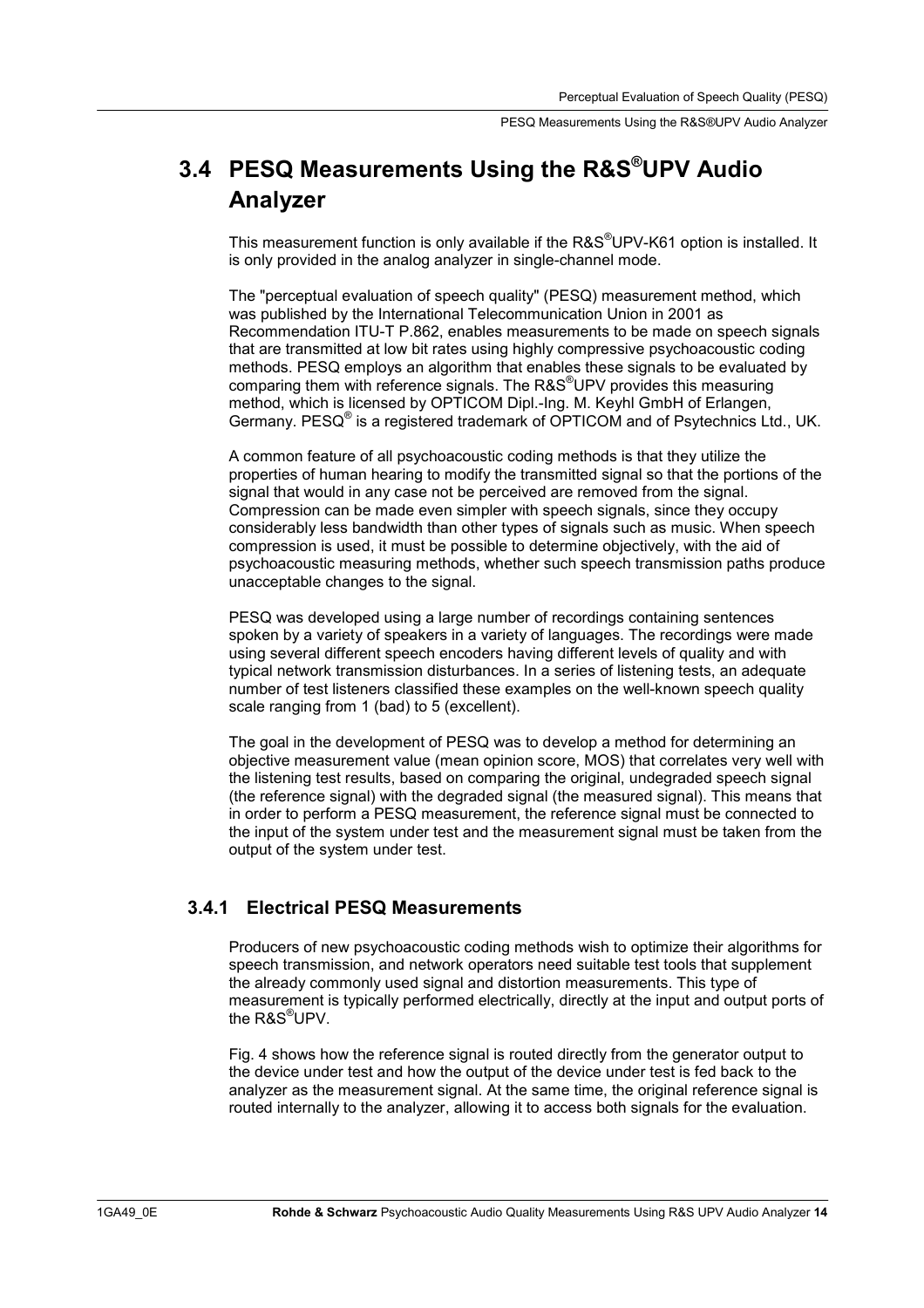## 3.4 PESQ Measurements Using the R&S®UPV Audio Analyzer

This measurement function is only available if the R&S®UPV-K61 option is installed. It is only provided in the analog analyzer in single-channel mode.

The "perceptual evaluation of speech quality" (PESQ) measurement method, which was published by the International Telecommunication Union in 2001 as Recommendation ITU-T P.862, enables measurements to be made on speech signals that are transmitted at low bit rates using highly compressive psychoacoustic coding methods. PESQ employs an algorithm that enables these signals to be evaluated by comparing them with reference signals. The R&S®UPV provides this measuring method, which is licensed by OPTICOM Dipl.-Ing. M. Keyhl GmbH of Erlangen, Germany. PESQ® is a registered trademark of OPTICOM and of Psytechnics Ltd., UK.

A common feature of all psychoacoustic coding methods is that they utilize the properties of human hearing to modify the transmitted signal so that the portions of the signal that would in any case not be perceived are removed from the signal. Compression can be made even simpler with speech signals, since they occupy considerably less bandwidth than other types of signals such as music. When speech compression is used, it must be possible to determine objectively, with the aid of psychoacoustic measuring methods, whether such speech transmission paths produce unacceptable changes to the signal.

PESQ was developed using a large number of recordings containing sentences spoken by a variety of speakers in a variety of languages. The recordings were made using several different speech encoders having different levels of quality and with typical network transmission disturbances. In a series of listening tests, an adequate number of test listeners classified these examples on the well-known speech quality scale ranging from 1 (bad) to 5 (excellent).

The goal in the development of PESQ was to develop a method for determining an objective measurement value (mean opinion score, MOS) that correlates very well with the listening test results, based on comparing the original, undegraded speech signal (the reference signal) with the degraded signal (the measured signal). This means that in order to perform a PESQ measurement, the reference signal must be connected to the input of the system under test and the measurement signal must be taken from the output of the system under test.

### 3.4.1 Electrical PESQ Measurements

Producers of new psychoacoustic coding methods wish to optimize their algorithms for speech transmission, and network operators need suitable test tools that supplement the already commonly used signal and distortion measurements. This type of measurement is typically performed electrically, directly at the input and output ports of the R&S®UPV.

Fig. 4 shows how the reference signal is routed directly from the generator output to the device under test and how the output of the device under test is fed back to the analyzer as the measurement signal. At the same time, the original reference signal is routed internally to the analyzer, allowing it to access both signals for the evaluation.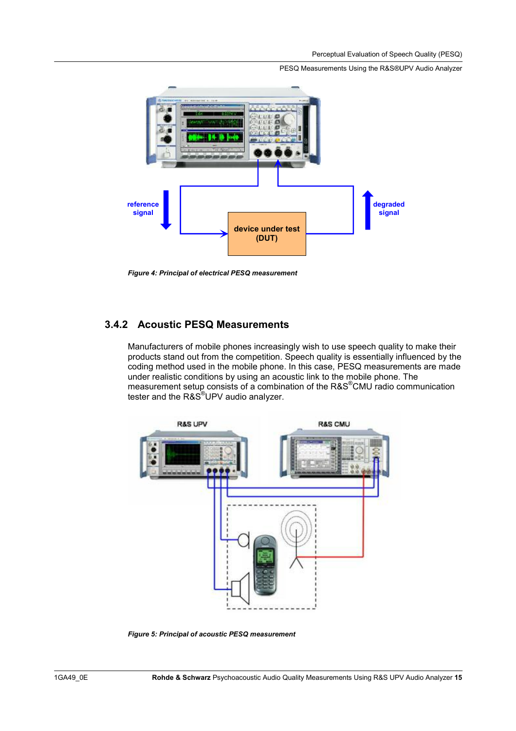Figure 4: Principal of electrical PESQ measurement

### 3.4.2 Acoustic PESQ Measurements

Manufacturers of mobile phones increasingly wish to use speech quality to make their products stand out from the competition. Speech quality is essentially influenced by the coding method used in the mobile phone. In this case, PESQ measurements are made under realistic conditions by using an acoustic link to the mobile phone. The measurement setup consists of a combination of the R&S®CMU radio communication tester and the R&S®UPV audio analyzer.

Figure 5: Principal of acoustic PESQ measurement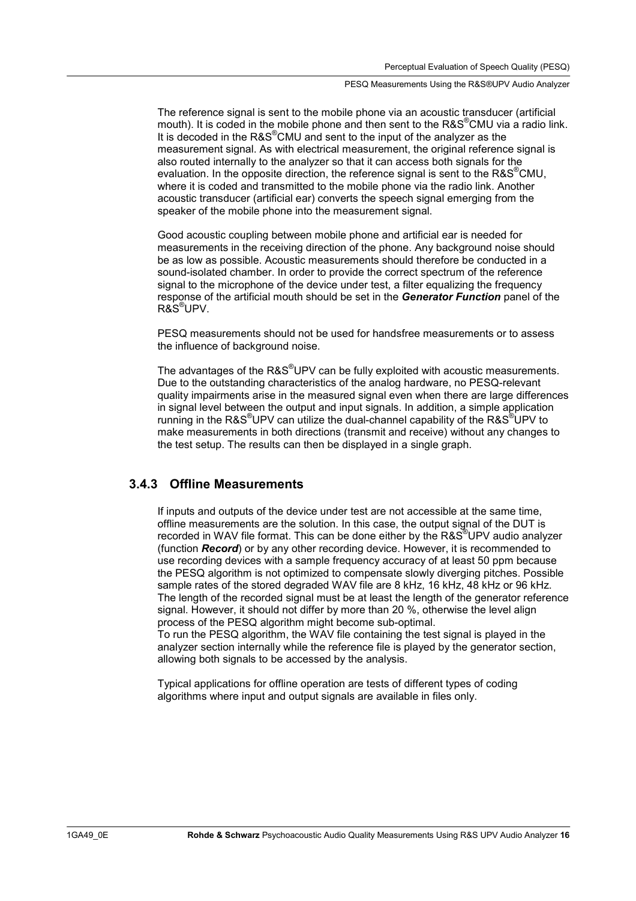The reference signal is sent to the mobile phone via an acoustic transducer (artificial mouth). It is coded in the mobile phone and then sent to the R&S®CMU via a radio link. It is decoded in the R&S®CMU and sent to the input of the analyzer as the measurement signal. As with electrical measurement, the original reference signal is also routed internally to the analyzer so that it can access both signals for the evaluation. In the opposite direction, the reference signal is sent to the R&S®CMU, where it is coded and transmitted to the mobile phone via the radio link. Another acoustic transducer (artificial ear) converts the speech signal emerging from the speaker of the mobile phone into the measurement signal.

Good acoustic coupling between mobile phone and artificial ear is needed for measurements in the receiving direction of the phone. Any background noise should be as low as possible. Acoustic measurements should therefore be conducted in a sound-isolated chamber. In order to provide the correct spectrum of the reference signal to the microphone of the device under test, a filter equalizing the frequency response of the artificial mouth should be set in the ***Generator Function*** panel of the R&S®UPV.

PESQ measurements should not be used for handsfree measurements or to assess the influence of background noise.

The advantages of the R&S®UPV can be fully exploited with acoustic measurements. Due to the outstanding characteristics of the analog hardware, no PESQ-relevant quality impairments arise in the measured signal even when there are large differences in signal level between the output and input signals. In addition, a simple application running in the R&S®UPV can utilize the dual-channel capability of the R&S®UPV to make measurements in both directions (transmit and receive) without any changes to the test setup. The results can then be displayed in a single graph.

### 3.4.3 Offline Measurements

If inputs and outputs of the device under test are not accessible at the same time, offline measurements are the solution. In this case, the output signal of the DUT is recorded in WAV file format. This can be done either by the R&S®UPV audio analyzer (function ***Record***) or by any other recording device. However, it is recommended to use recording devices with a sample frequency accuracy of at least 50 ppm because the PESQ algorithm is not optimized to compensate slowly diverging pitches. Possible sample rates of the stored degraded WAV file are 8 kHz, 16 kHz, 48 kHz or 96 kHz. The length of the recorded signal must be at least the length of the generator reference signal. However, it should not differ by more than 20 %, otherwise the level align process of the PESQ algorithm might become sub-optimal.
To run the PESQ algorithm, the WAV file containing the test signal is played in the analyzer section internally while the reference file is played by the generator section, allowing both signals to be accessed by the analysis.

Typical applications for offline operation are tests of different types of coding algorithms where input and output signals are available in files only.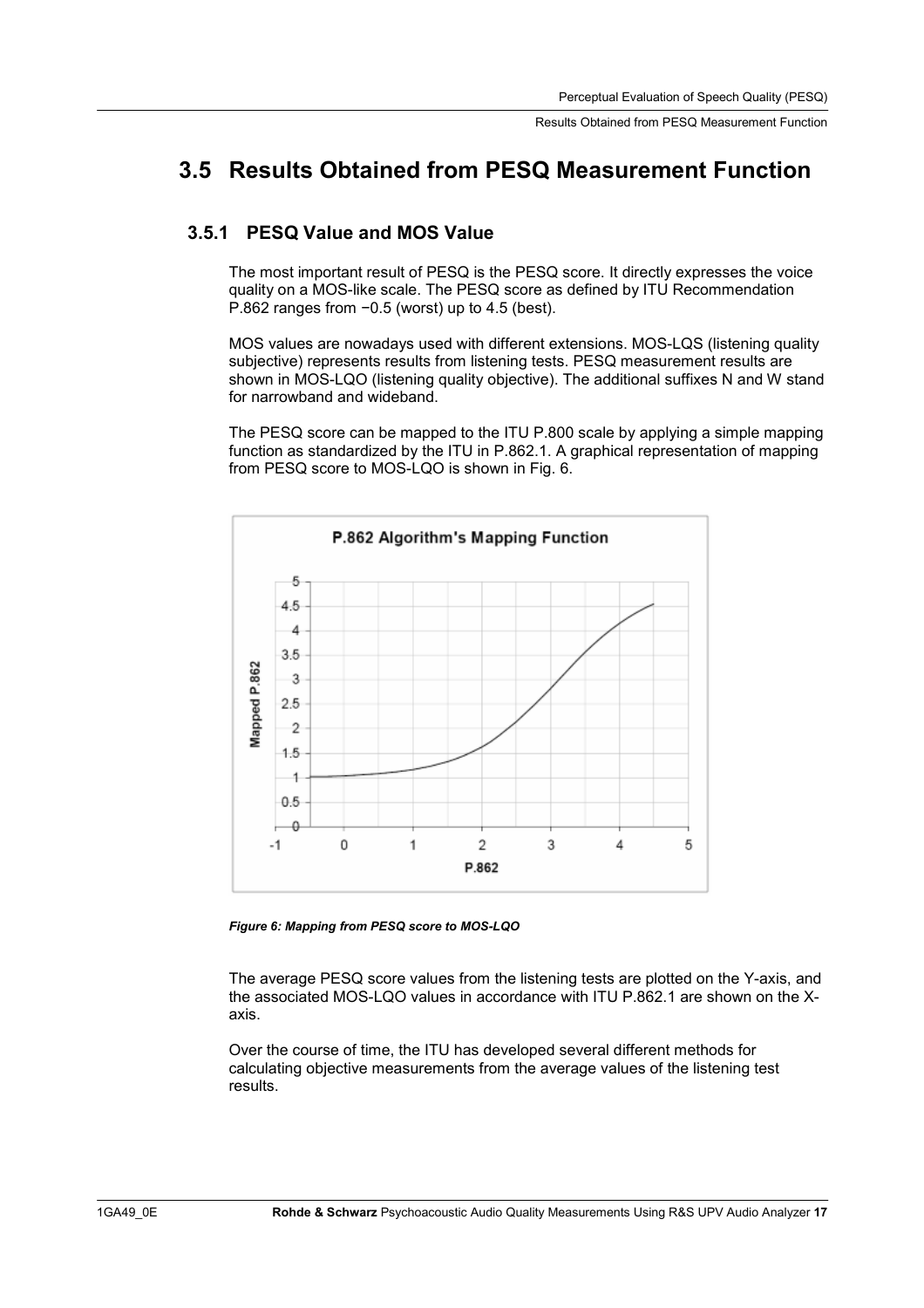## 3.5 Results Obtained from PESQ Measurement Function

### 3.5.1 PESQ Value and MOS Value

The most important result of PESQ is the PESQ score. It directly expresses the voice quality on a MOS-like scale. The PESQ score as defined by ITU Recommendation P.862 ranges from −0.5 (worst) up to 4.5 (best).

MOS values are nowadays used with different extensions. MOS-LQS (listening quality subjective) represents results from listening tests. PESQ measurement results are shown in MOS-LQO (listening quality objective). The additional suffixes N and W stand for narrowband and wideband.

The PESQ score can be mapped to the ITU P.800 scale by applying a simple mapping function as standardized by the ITU in P.862.1. A graphical representation of mapping from PESQ score to MOS-LQO is shown in Fig. 6.

*Figure 6: Mapping from PESQ score to MOS-LQO*

The average PESQ score values from the listening tests are plotted on the Y-axis, and the associated MOS-LQO values in accordance with ITU P.862.1 are shown on the X-axis.

Over the course of time, the ITU has developed several different methods for calculating objective measurements from the average values of the listening test results.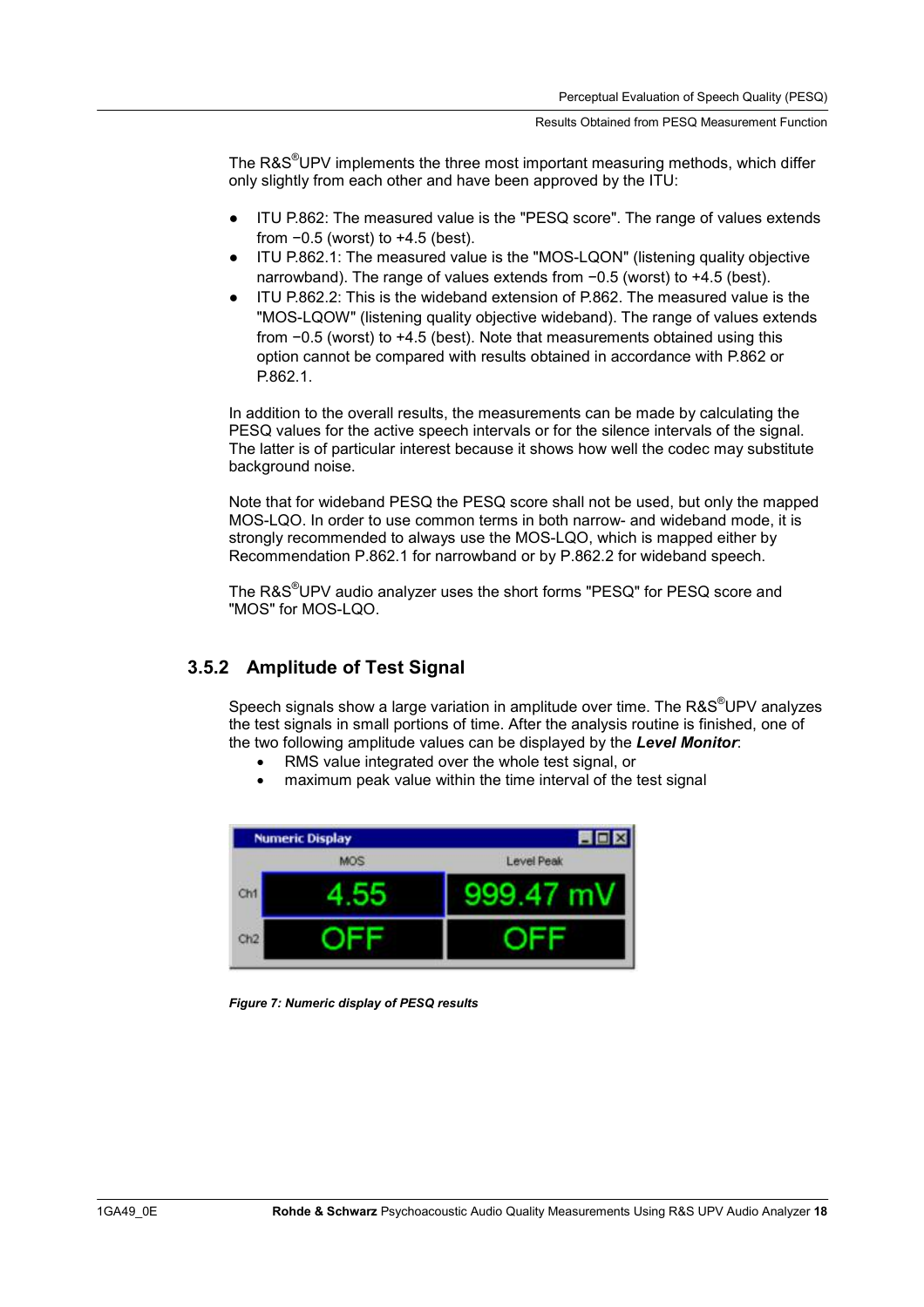The R&S®UPV implements the three most important measuring methods, which differ only slightly from each other and have been approved by the ITU:

- ITU P.862: The measured value is the "PESQ score". The range of values extends from −0.5 (worst) to +4.5 (best).
- ITU P.862.1: The measured value is the "MOS-LQON" (listening quality objective narrowband). The range of values extends from −0.5 (worst) to +4.5 (best).
- ITU P.862.2: This is the wideband extension of P.862. The measured value is the "MOS-LQOW" (listening quality objective wideband). The range of values extends from −0.5 (worst) to +4.5 (best). Note that measurements obtained using this option cannot be compared with results obtained in accordance with P.862 or P.862.1.

In addition to the overall results, the measurements can be made by calculating the PESQ values for the active speech intervals or for the silence intervals of the signal. The latter is of particular interest because it shows how well the codec may substitute background noise.

Note that for wideband PESQ the PESQ score shall not be used, but only the mapped MOS-LQO. In order to use common terms in both narrow- and wideband mode, it is strongly recommended to always use the MOS-LQO, which is mapped either by Recommendation P.862.1 for narrowband or by P.862.2 for wideband speech.

The R&S®UPV audio analyzer uses the short forms "PESQ" for PESQ score and "MOS" for MOS-LQO.

### 3.5.2 Amplitude of Test Signal

Speech signals show a large variation in amplitude over time. The R&S®UPV analyzes the test signals in small portions of time. After the analysis routine is finished, one of the two following amplitude values can be displayed by the ***Level Monitor***:

- RMS value integrated over the whole test signal, or
- maximum peak value within the time interval of the test signal

| | MOS | Level Peak |
|---|---|---|
| Ch1 | 4.55 | 999.47 mV |
| Ch2 | OFF | OFF |

***Figure 7: Numeric display of PESQ results***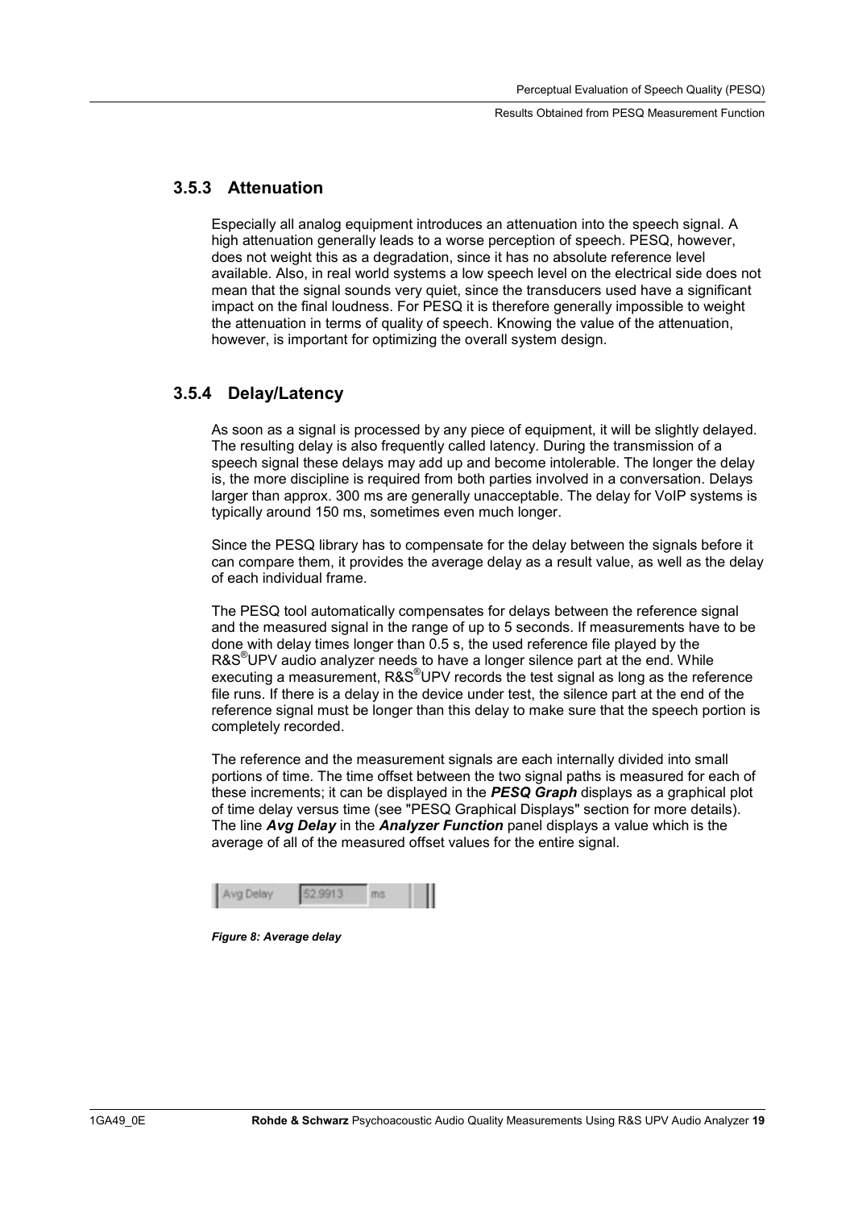### 3.5.3 Attenuation

Especially all analog equipment introduces an attenuation into the speech signal. A high attenuation generally leads to a worse perception of speech. PESQ, however, does not weight this as a degradation, since it has no absolute reference level available. Also, in real world systems a low speech level on the electrical side does not mean that the signal sounds very quiet, since the transducers used have a significant impact on the final loudness. For PESQ it is therefore generally impossible to weight the attenuation in terms of quality of speech. Knowing the value of the attenuation, however, is important for optimizing the overall system design.

### 3.5.4 Delay/Latency

As soon as a signal is processed by any piece of equipment, it will be slightly delayed. The resulting delay is also frequently called latency. During the transmission of a speech signal these delays may add up and become intolerable. The longer the delay is, the more discipline is required from both parties involved in a conversation. Delays larger than approx. 300 ms are generally unacceptable. The delay for VoIP systems is typically around 150 ms, sometimes even much longer.

Since the PESQ library has to compensate for the delay between the signals before it can compare them, it provides the average delay as a result value, as well as the delay of each individual frame.

The PESQ tool automatically compensates for delays between the reference signal and the measured signal in the range of up to 5 seconds. If measurements have to be done with delay times longer than 0.5 s, the used reference file played by the R&S®UPV audio analyzer needs to have a longer silence part at the end. While executing a measurement, R&S®UPV records the test signal as long as the reference file runs. If there is a delay in the device under test, the silence part at the end of the reference signal must be longer than this delay to make sure that the speech portion is completely recorded.

The reference and the measurement signals are each internally divided into small portions of time. The time offset between the two signal paths is measured for each of these increments; it can be displayed in the ***PESQ Graph*** displays as a graphical plot of time delay versus time (see "PESQ Graphical Displays" section for more details). The line ***Avg Delay*** in the ***Analyzer Function*** panel displays a value which is the average of all of the measured offset values for the entire signal.

Avg Delay 52.9913 ms

*Figure 8: Average delay*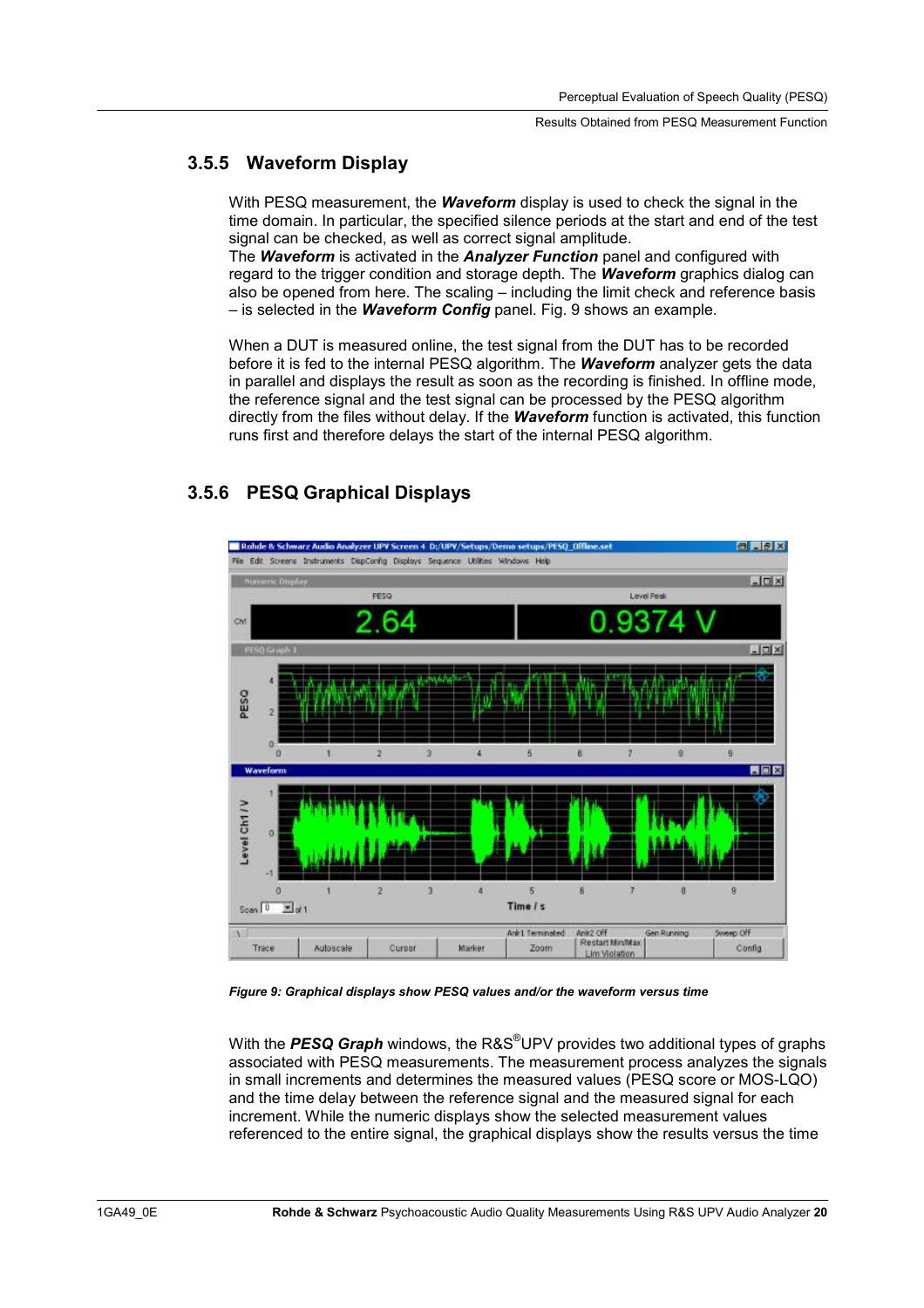### 3.5.5 Waveform Display

With PESQ measurement, the ***Waveform*** display is used to check the signal in the time domain. In particular, the specified silence periods at the start and end of the test signal can be checked, as well as correct signal amplitude.
The ***Waveform*** is activated in the ***Analyzer Function*** panel and configured with regard to the trigger condition and storage depth. The ***Waveform*** graphics dialog can also be opened from here. The scaling – including the limit check and reference basis – is selected in the ***Waveform Config*** panel. Fig. 9 shows an example.

When a DUT is measured online, the test signal from the DUT has to be recorded before it is fed to the internal PESQ algorithm. The ***Waveform*** analyzer gets the data in parallel and displays the result as soon as the recording is finished. In offline mode, the reference signal and the test signal can be processed by the PESQ algorithm directly from the files without delay. If the ***Waveform*** function is activated, this function runs first and therefore delays the start of the internal PESQ algorithm.

### 3.5.6 PESQ Graphical Displays

***Figure 9: Graphical displays show PESQ values and/or the waveform versus time***

With the ***PESQ Graph*** windows, the R&S®UPV provides two additional types of graphs associated with PESQ measurements. The measurement process analyzes the signals in small increments and determines the measured values (PESQ score or MOS-LQO) and the time delay between the reference signal and the measured signal for each increment. While the numeric displays show the selected measurement values referenced to the entire signal, the graphical displays show the results versus the time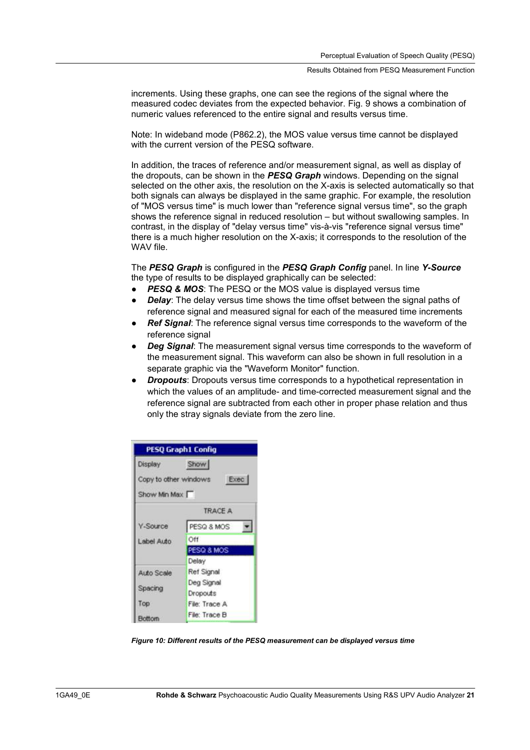increments. Using these graphs, one can see the regions of the signal where the measured codec deviates from the expected behavior. Fig. 9 shows a combination of numeric values referenced to the entire signal and results versus time.

Note: In wideband mode (P862.2), the MOS value versus time cannot be displayed with the current version of the PESQ software.

In addition, the traces of reference and/or measurement signal, as well as display of the dropouts, can be shown in the ***PESQ Graph*** windows. Depending on the signal selected on the other axis, the resolution on the X-axis is selected automatically so that both signals can always be displayed in the same graphic. For example, the resolution of "MOS versus time" is much lower than "reference signal versus time", so the graph shows the reference signal in reduced resolution – but without swallowing samples. In contrast, in the display of "delay versus time" vis-à-vis "reference signal versus time" there is a much higher resolution on the X-axis; it corresponds to the resolution of the WAV file.

The ***PESQ Graph*** is configured in the ***PESQ Graph Config*** panel. In line ***Y-Source*** the type of results to be displayed graphically can be selected:

- ***PESQ & MOS***: The PESQ or the MOS value is displayed versus time
- ***Delay***: The delay versus time shows the time offset between the signal paths of reference signal and measured signal for each of the measured time increments
- ***Ref Signal***: The reference signal versus time corresponds to the waveform of the reference signal
- ***Deg Signal***: The measurement signal versus time corresponds to the waveform of the measurement signal. This waveform can also be shown in full resolution in a separate graphic via the "Waveform Monitor" function.
- ***Dropouts***: Dropouts versus time corresponds to a hypothetical representation in which the values of an amplitude- and time-corrected measurement signal and the reference signal are subtracted from each other in proper phase relation and thus only the stray signals deviate from the zero line.

***Figure 10: Different results of the PESQ measurement can be displayed versus time***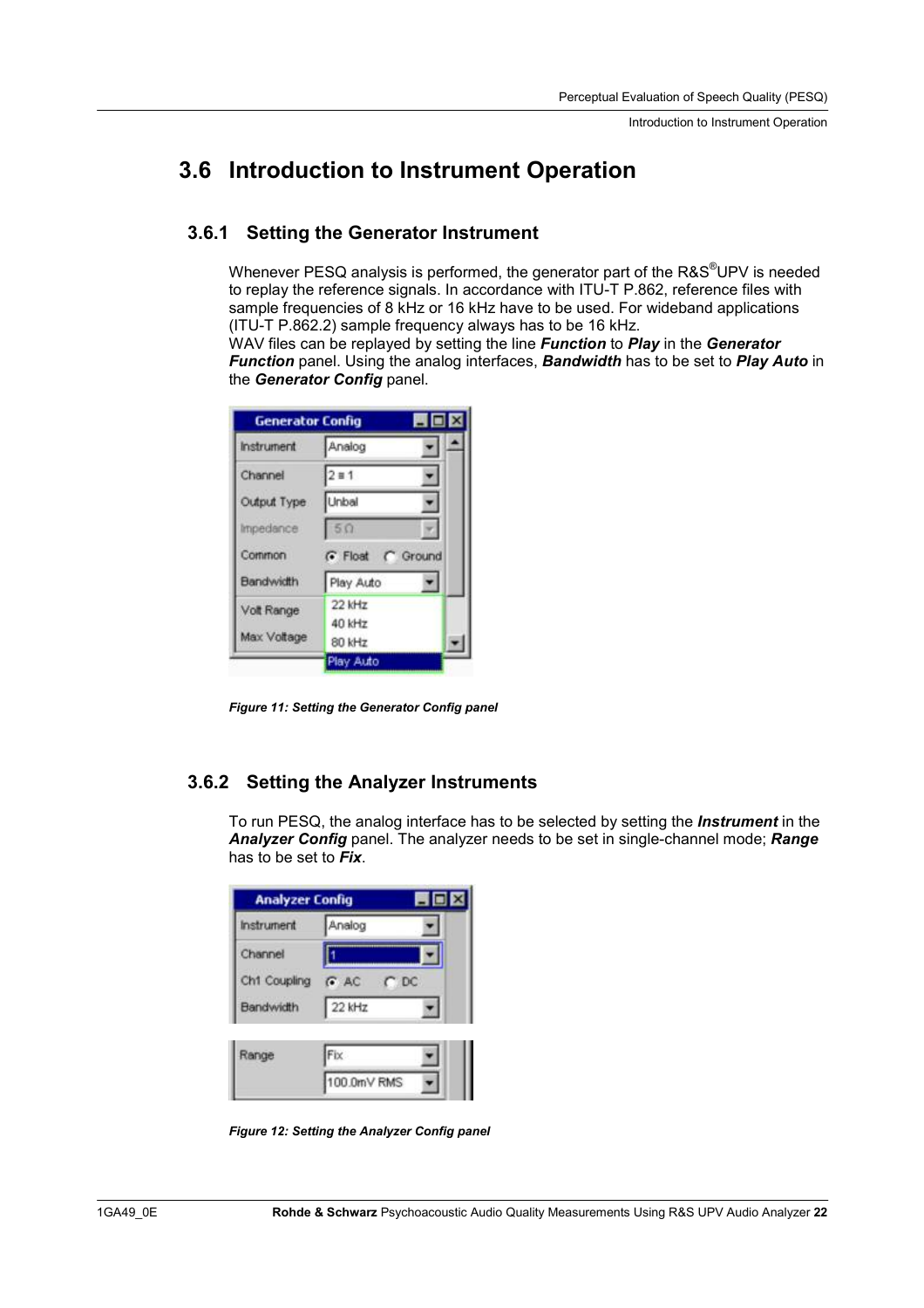## 3.6 Introduction to Instrument Operation

### 3.6.1 Setting the Generator Instrument

Whenever PESQ analysis is performed, the generator part of the R&S®UPV is needed to replay the reference signals. In accordance with ITU-T P.862, reference files with sample frequencies of 8 kHz or 16 kHz have to be used. For wideband applications (ITU-T P.862.2) sample frequency always has to be 16 kHz.
WAV files can be replayed by setting the line ***Function*** to ***Play*** in the ***Generator Function*** panel. Using the analog interfaces, ***Bandwidth*** has to be set to ***Play Auto*** in the ***Generator Config*** panel.

***Figure 11: Setting the Generator Config panel***

### 3.6.2 Setting the Analyzer Instruments

To run PESQ, the analog interface has to be selected by setting the ***Instrument*** in the ***Analyzer Config*** panel. The analyzer needs to be set in single-channel mode; ***Range*** has to be set to ***Fix***.

***Figure 12: Setting the Analyzer Config panel***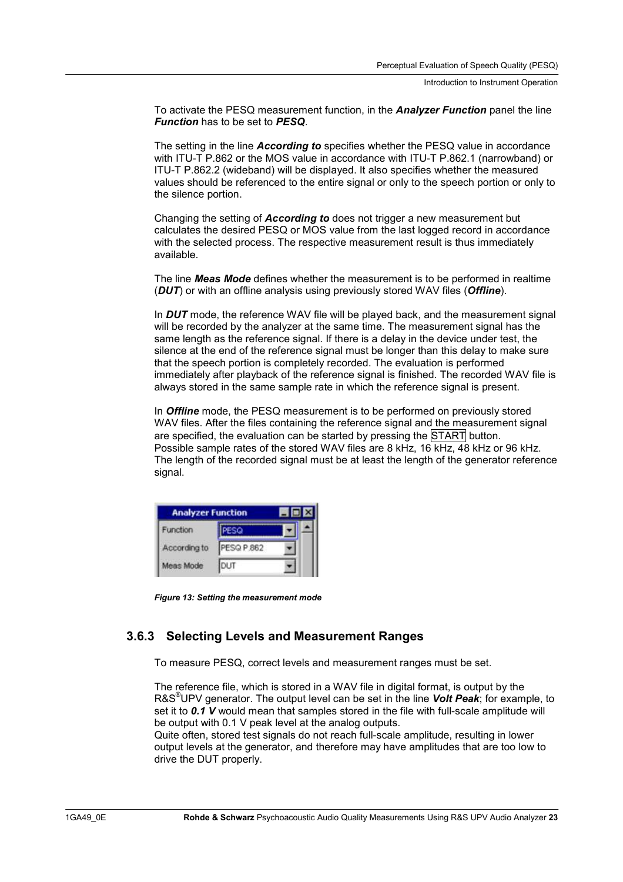To activate the PESQ measurement function, in the ***Analyzer Function*** panel the line ***Function*** has to be set to ***PESQ***.

The setting in the line ***According to*** specifies whether the PESQ value in accordance with ITU-T P.862 or the MOS value in accordance with ITU-T P.862.1 (narrowband) or ITU-T P.862.2 (wideband) will be displayed. It also specifies whether the measured values should be referenced to the entire signal or only to the speech portion or only to the silence portion.

Changing the setting of ***According to*** does not trigger a new measurement but calculates the desired PESQ or MOS value from the last logged record in accordance with the selected process. The respective measurement result is thus immediately available.

The line ***Meas Mode*** defines whether the measurement is to be performed in realtime (***DUT***) or with an offline analysis using previously stored WAV files (***Offline***).

In ***DUT*** mode, the reference WAV file will be played back, and the measurement signal will be recorded by the analyzer at the same time. The measurement signal has the same length as the reference signal. If there is a delay in the device under test, the silence at the end of the reference signal must be longer than this delay to make sure that the speech portion is completely recorded. The evaluation is performed immediately after playback of the reference signal is finished. The recorded WAV file is always stored in the same sample rate in which the reference signal is present.

In ***Offline*** mode, the PESQ measurement is to be performed on previously stored WAV files. After the files containing the reference signal and the measurement signal are specified, the evaluation can be started by pressing the START button. Possible sample rates of the stored WAV files are 8 kHz, 16 kHz, 48 kHz or 96 kHz. The length of the recorded signal must be at least the length of the generator reference signal.

| Analyzer Function | |
|---|---|
| Function | PESQ |
| According to | PESQ P.862 |
| Meas Mode | DUT |

***Figure 13: Setting the measurement mode***

### 3.6.3 Selecting Levels and Measurement Ranges

To measure PESQ, correct levels and measurement ranges must be set.

The reference file, which is stored in a WAV file in digital format, is output by the R&S®UPV generator. The output level can be set in the line ***Volt Peak***; for example, to set it to ***0.1 V*** would mean that samples stored in the file with full-scale amplitude will be output with 0.1 V peak level at the analog outputs.
Quite often, stored test signals do not reach full-scale amplitude, resulting in lower output levels at the generator, and therefore may have amplitudes that are too low to drive the DUT properly.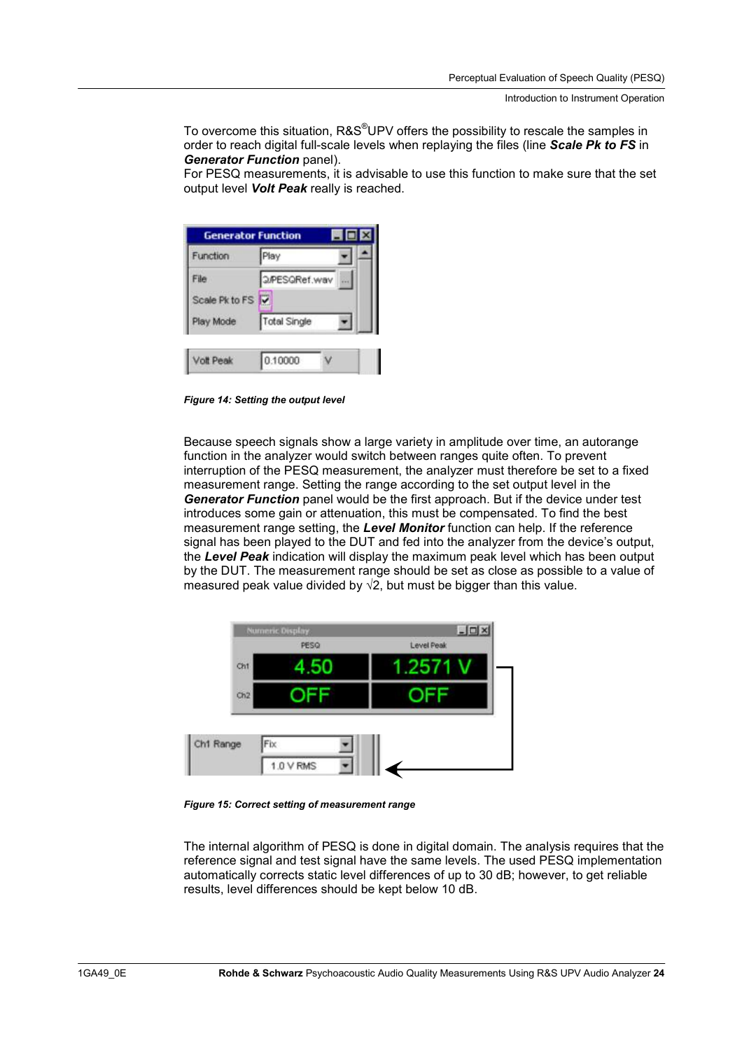To overcome this situation, R&S®UPV offers the possibility to rescale the samples in order to reach digital full-scale levels when replaying the files (line ***Scale Pk to FS*** in ***Generator Function*** panel).
For PESQ measurements, it is advisable to use this function to make sure that the set output level ***Volt Peak*** really is reached.

***Figure 14: Setting the output level***

Because speech signals show a large variety in amplitude over time, an autorange function in the analyzer would switch between ranges quite often. To prevent interruption of the PESQ measurement, the analyzer must therefore be set to a fixed measurement range. Setting the range according to the set output level in the ***Generator Function*** panel would be the first approach. But if the device under test introduces some gain or attenuation, this must be compensated. To find the best measurement range setting, the ***Level Monitor*** function can help. If the reference signal has been played to the DUT and fed into the analyzer from the device's output, the ***Level Peak*** indication will display the maximum peak level which has been output by the DUT. The measurement range should be set as close as possible to a value of measured peak value divided by $\sqrt{2}$, but must be bigger than this value.

***Figure 15: Correct setting of measurement range***

The internal algorithm of PESQ is done in digital domain. The analysis requires that the reference signal and test signal have the same levels. The used PESQ implementation automatically corrects static level differences of up to 30 dB; however, to get reliable results, level differences should be kept below 10 dB.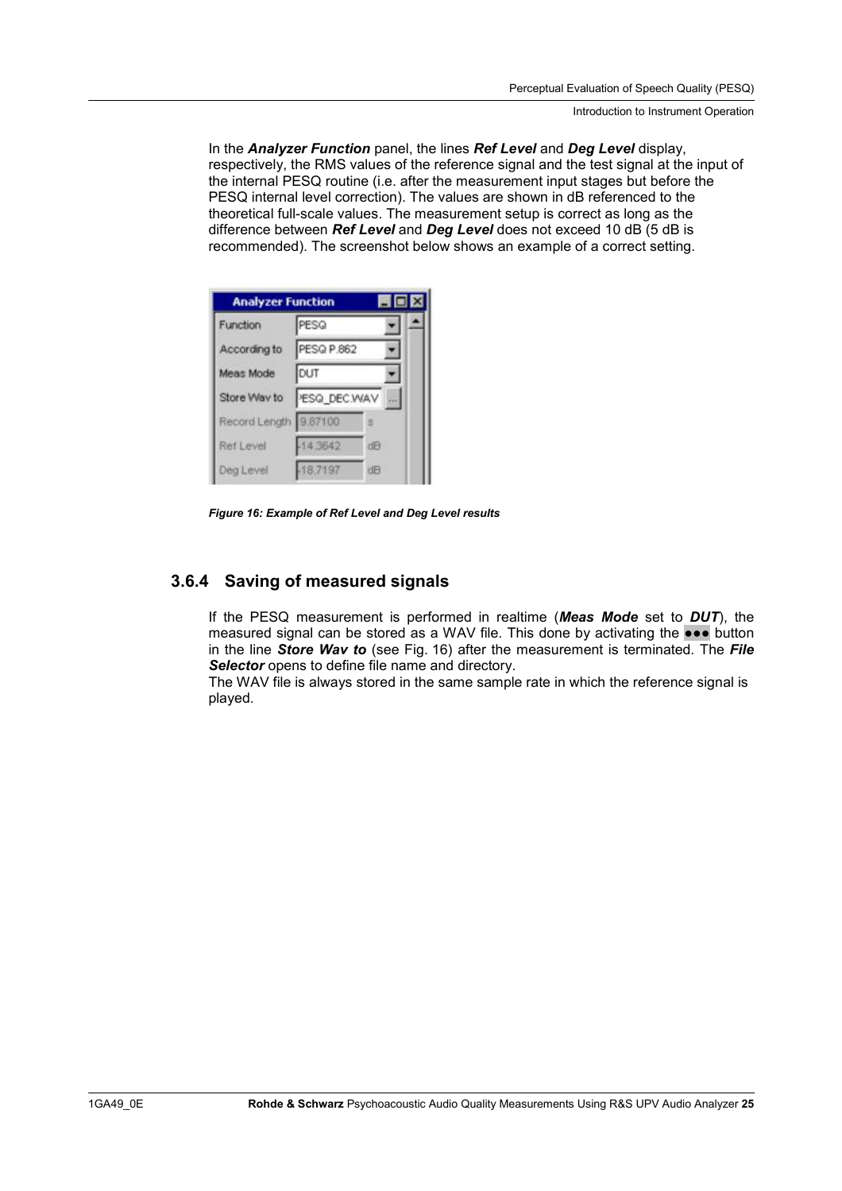In the ***Analyzer Function*** panel, the lines ***Ref Level*** and ***Deg Level*** display, respectively, the RMS values of the reference signal and the test signal at the input of the internal PESQ routine (i.e. after the measurement input stages but before the PESQ internal level correction). The values are shown in dB referenced to the theoretical full-scale values. The measurement setup is correct as long as the difference between ***Ref Level*** and ***Deg Level*** does not exceed 10 dB (5 dB is recommended). The screenshot below shows an example of a correct setting.

***Figure 16: Example of Ref Level and Deg Level results***

### 3.6.4 Saving of measured signals

If the PESQ measurement is performed in realtime (***Meas Mode*** set to ***DUT***), the measured signal can be stored as a WAV file. This done by activating the ●●● button in the line ***Store Wav to*** (see Fig. 16) after the measurement is terminated. The ***File Selector*** opens to define file name and directory.
The WAV file is always stored in the same sample rate in which the reference signal is played.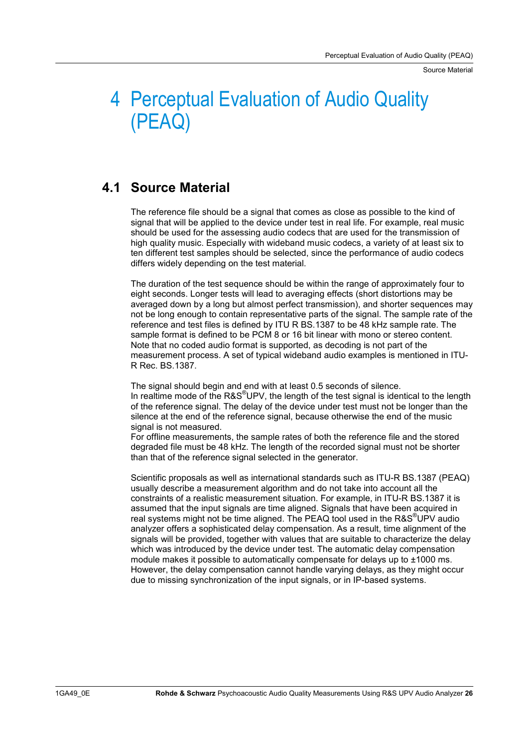# 4 Perceptual Evaluation of Audio Quality (PEAQ)

## 4.1 Source Material

The reference file should be a signal that comes as close as possible to the kind of signal that will be applied to the device under test in real life. For example, real music should be used for the assessing audio codecs that are used for the transmission of high quality music. Especially with wideband music codecs, a variety of at least six to ten different test samples should be selected, since the performance of audio codecs differs widely depending on the test material.

The duration of the test sequence should be within the range of approximately four to eight seconds. Longer tests will lead to averaging effects (short distortions may be averaged down by a long but almost perfect transmission), and shorter sequences may not be long enough to contain representative parts of the signal. The sample rate of the reference and test files is defined by ITU R BS.1387 to be 48 kHz sample rate. The sample format is defined to be PCM 8 or 16 bit linear with mono or stereo content. Note that no coded audio format is supported, as decoding is not part of the measurement process. A set of typical wideband audio examples is mentioned in ITU-R Rec. BS.1387.

The signal should begin and end with at least 0.5 seconds of silence.
In realtime mode of the R&S®UPV, the length of the test signal is identical to the length of the reference signal. The delay of the device under test must not be longer than the silence at the end of the reference signal, because otherwise the end of the music signal is not measured.
For offline measurements, the sample rates of both the reference file and the stored degraded file must be 48 kHz. The length of the recorded signal must not be shorter than that of the reference signal selected in the generator.

Scientific proposals as well as international standards such as ITU-R BS.1387 (PEAQ) usually describe a measurement algorithm and do not take into account all the constraints of a realistic measurement situation. For example, in ITU-R BS.1387 it is assumed that the input signals are time aligned. Signals that have been acquired in real systems might not be time aligned. The PEAQ tool used in the R&S®UPV audio analyzer offers a sophisticated delay compensation. As a result, time alignment of the signals will be provided, together with values that are suitable to characterize the delay which was introduced by the device under test. The automatic delay compensation module makes it possible to automatically compensate for delays up to ±1000 ms. However, the delay compensation cannot handle varying delays, as they might occur due to missing synchronization of the input signals, or in IP-based systems.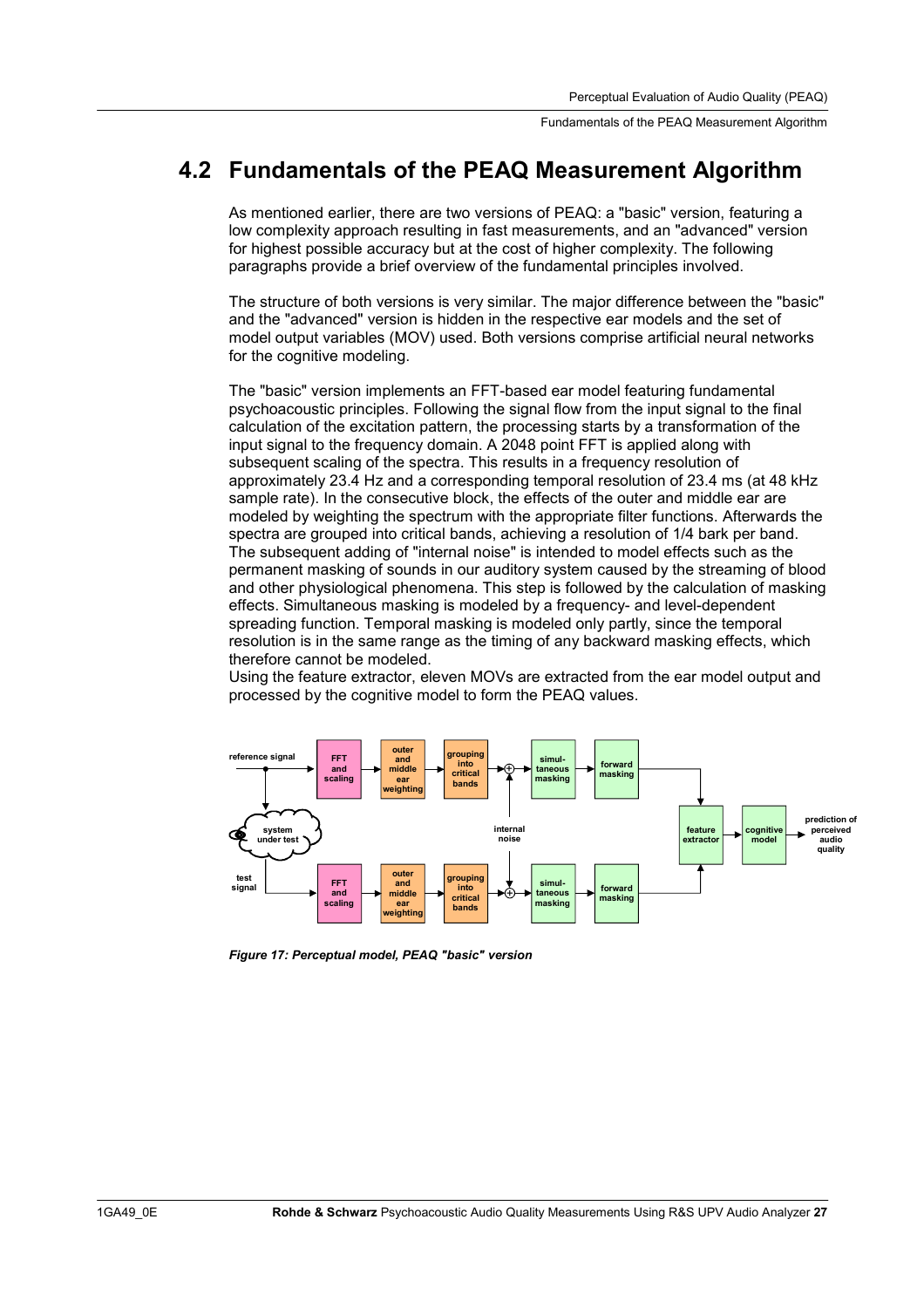# 4.2 Fundamentals of the PEAQ Measurement Algorithm

As mentioned earlier, there are two versions of PEAQ: a "basic" version, featuring a low complexity approach resulting in fast measurements, and an "advanced" version for highest possible accuracy but at the cost of higher complexity. The following paragraphs provide a brief overview of the fundamental principles involved.

The structure of both versions is very similar. The major difference between the "basic" and the "advanced" version is hidden in the respective ear models and the set of model output variables (MOV) used. Both versions comprise artificial neural networks for the cognitive modeling.

The "basic" version implements an FFT-based ear model featuring fundamental psychoacoustic principles. Following the signal flow from the input signal to the final calculation of the excitation pattern, the processing starts by a transformation of the input signal to the frequency domain. A 2048 point FFT is applied along with subsequent scaling of the spectra. This results in a frequency resolution of approximately 23.4 Hz and a corresponding temporal resolution of 23.4 ms (at 48 kHz sample rate). In the consecutive block, the effects of the outer and middle ear are modeled by weighting the spectrum with the appropriate filter functions. Afterwards the spectra are grouped into critical bands, achieving a resolution of 1/4 bark per band. The subsequent adding of "internal noise" is intended to model effects such as the permanent masking of sounds in our auditory system caused by the streaming of blood and other physiological phenomena. This step is followed by the calculation of masking effects. Simultaneous masking is modeled by a frequency- and level-dependent spreading function. Temporal masking is modeled only partly, since the temporal resolution is in the same range as the timing of any backward masking effects, which therefore cannot be modeled.
Using the feature extractor, eleven MOVs are extracted from the ear model output and processed by the cognitive model to form the PEAQ values.

*Figure 17: Perceptual model, PEAQ "basic" version*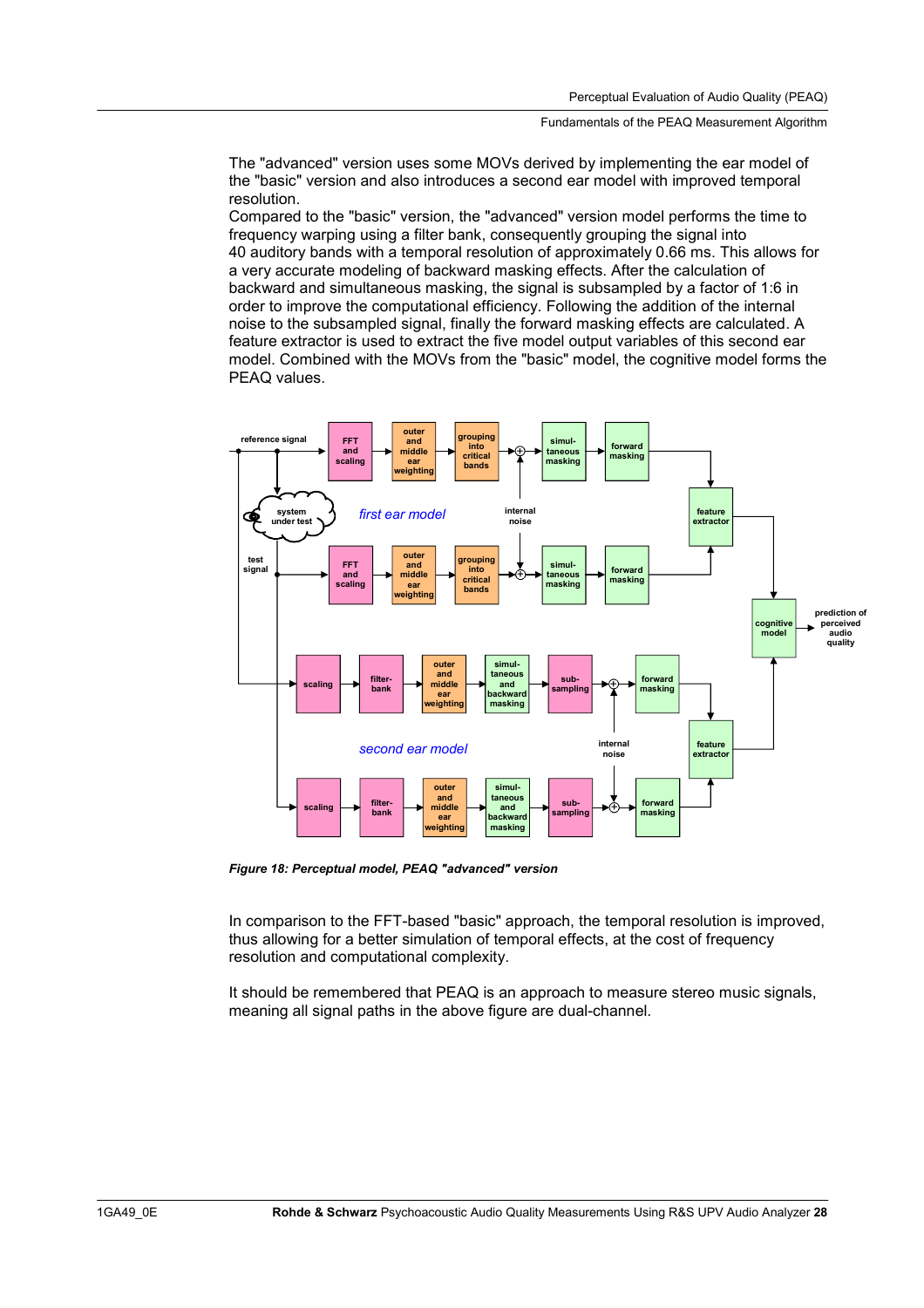The "advanced" version uses some MOVs derived by implementing the ear model of the "basic" version and also introduces a second ear model with improved temporal resolution.
Compared to the "basic" version, the "advanced" version model performs the time to frequency warping using a filter bank, consequently grouping the signal into 40 auditory bands with a temporal resolution of approximately 0.66 ms. This allows for a very accurate modeling of backward masking effects. After the calculation of backward and simultaneous masking, the signal is subsampled by a factor of 1:6 in order to improve the computational efficiency. Following the addition of the internal noise to the subsampled signal, finally the forward masking effects are calculated. A feature extractor is used to extract the five model output variables of this second ear model. Combined with the MOVs from the "basic" model, the cognitive model forms the PEAQ values.

***Figure 18: Perceptual model, PEAQ "advanced" version***

In comparison to the FFT-based "basic" approach, the temporal resolution is improved, thus allowing for a better simulation of temporal effects, at the cost of frequency resolution and computational complexity.

It should be remembered that PEAQ is an approach to measure stereo music signals, meaning all signal paths in the above figure are dual-channel.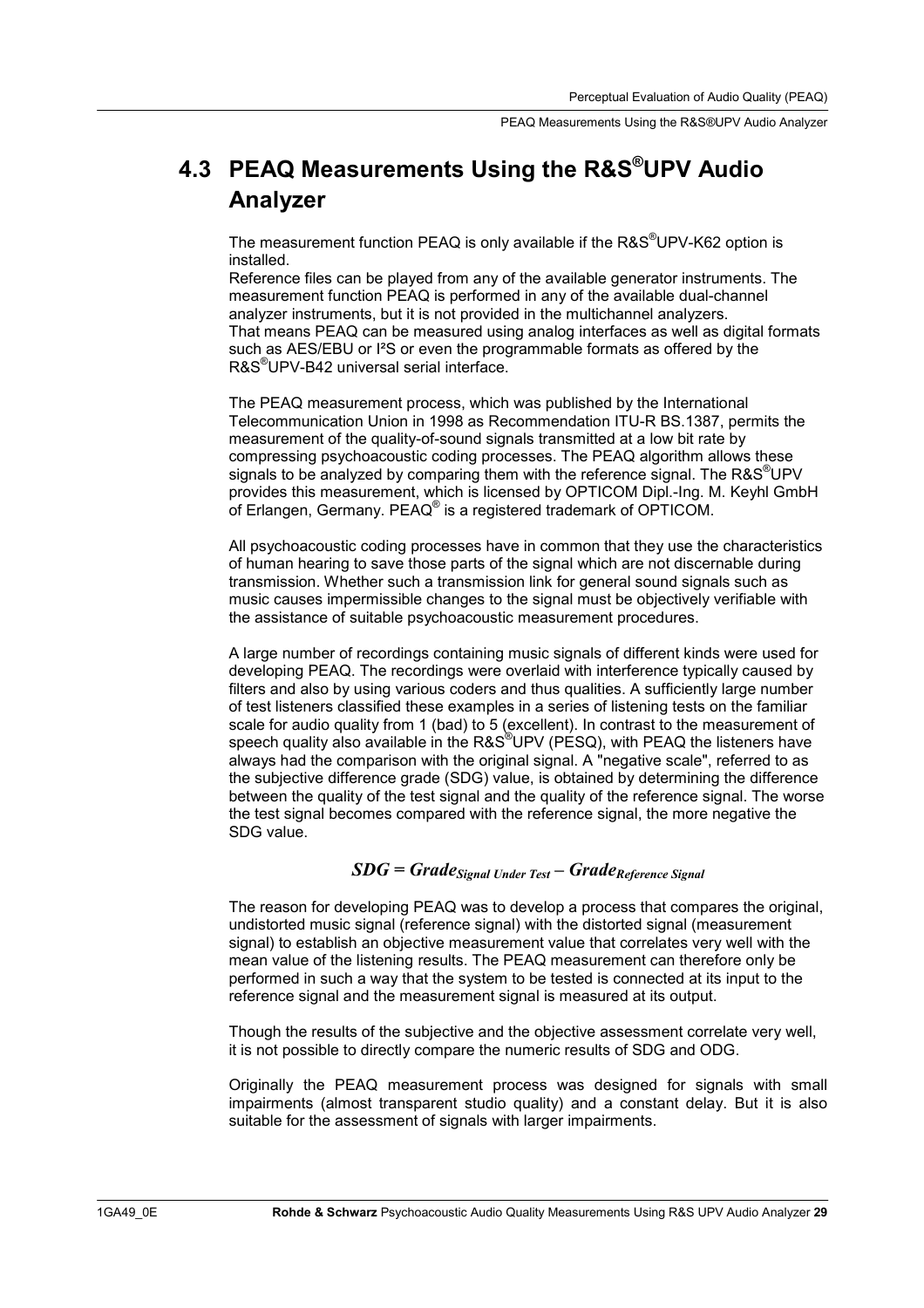## 4.3 PEAQ Measurements Using the R&S®UPV Audio Analyzer

The measurement function PEAQ is only available if the R&S®UPV-K62 option is installed.
Reference files can be played from any of the available generator instruments. The measurement function PEAQ is performed in any of the available dual-channel analyzer instruments, but it is not provided in the multichannel analyzers.
That means PEAQ can be measured using analog interfaces as well as digital formats such as AES/EBU or I²S or even the programmable formats as offered by the R&S®UPV-B42 universal serial interface.

The PEAQ measurement process, which was published by the International Telecommunication Union in 1998 as Recommendation ITU-R BS.1387, permits the measurement of the quality-of-sound signals transmitted at a low bit rate by compressing psychoacoustic coding processes. The PEAQ algorithm allows these signals to be analyzed by comparing them with the reference signal. The R&S®UPV provides this measurement, which is licensed by OPTICOM Dipl.-Ing. M. Keyhl GmbH of Erlangen, Germany. PEAQ® is a registered trademark of OPTICOM.

All psychoacoustic coding processes have in common that they use the characteristics of human hearing to save those parts of the signal which are not discernable during transmission. Whether such a transmission link for general sound signals such as music causes impermissible changes to the signal must be objectively verifiable with the assistance of suitable psychoacoustic measurement procedures.

A large number of recordings containing music signals of different kinds were used for developing PEAQ. The recordings were overlaid with interference typically caused by filters and also by using various coders and thus qualities. A sufficiently large number of test listeners classified these examples in a series of listening tests on the familiar scale for audio quality from 1 (bad) to 5 (excellent). In contrast to the measurement of speech quality also available in the R&S®UPV (PESQ), with PEAQ the listeners have always had the comparison with the original signal. A "negative scale", referred to as the subjective difference grade (SDG) value, is obtained by determining the difference between the quality of the test signal and the quality of the reference signal. The worse the test signal becomes compared with the reference signal, the more negative the SDG value.

$$SDG = Grade_{Signal\ Under\ Test} - Grade_{Reference\ Signal}$$

The reason for developing PEAQ was to develop a process that compares the original, undistorted music signal (reference signal) with the distorted signal (measurement signal) to establish an objective measurement value that correlates very well with the mean value of the listening results. The PEAQ measurement can therefore only be performed in such a way that the system to be tested is connected at its input to the reference signal and the measurement signal is measured at its output.

Though the results of the subjective and the objective assessment correlate very well, it is not possible to directly compare the numeric results of SDG and ODG.

Originally the PEAQ measurement process was designed for signals with small impairments (almost transparent studio quality) and a constant delay. But it is also suitable for the assessment of signals with larger impairments.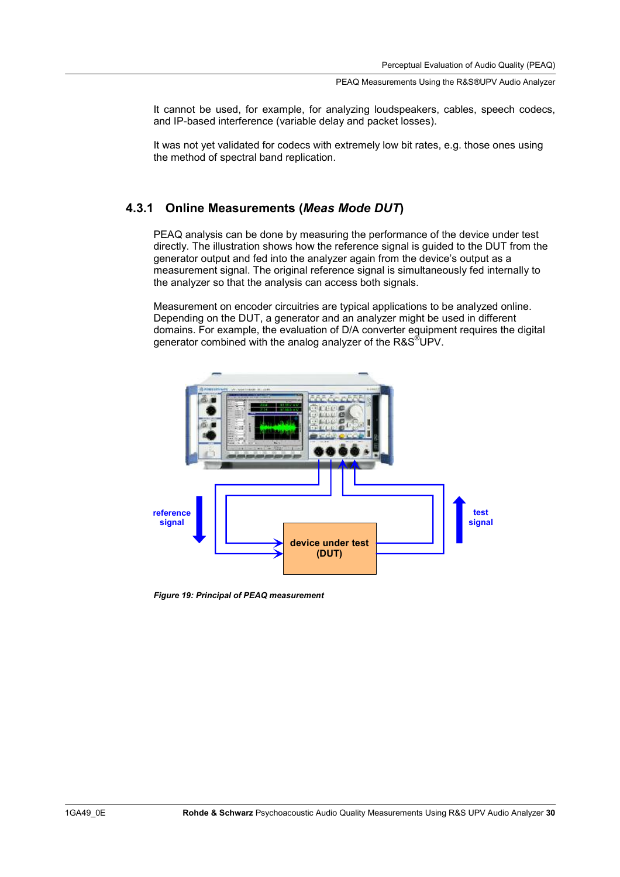It cannot be used, for example, for analyzing loudspeakers, cables, speech codecs, and IP-based interference (variable delay and packet losses).

It was not yet validated for codecs with extremely low bit rates, e.g. those ones using the method of spectral band replication.

### 4.3.1 Online Measurements (*Meas Mode DUT*)

PEAQ analysis can be done by measuring the performance of the device under test directly. The illustration shows how the reference signal is guided to the DUT from the generator output and fed into the analyzer again from the device's output as a measurement signal. The original reference signal is simultaneously fed internally to the analyzer so that the analysis can access both signals.

Measurement on encoder circuitries are typical applications to be analyzed online. Depending on the DUT, a generator and an analyzer might be used in different domains. For example, the evaluation of D/A converter equipment requires the digital generator combined with the analog analyzer of the R&S®UPV.

reference signal

test signal

device under test (DUT)

*Figure 19: Principal of PEAQ measurement*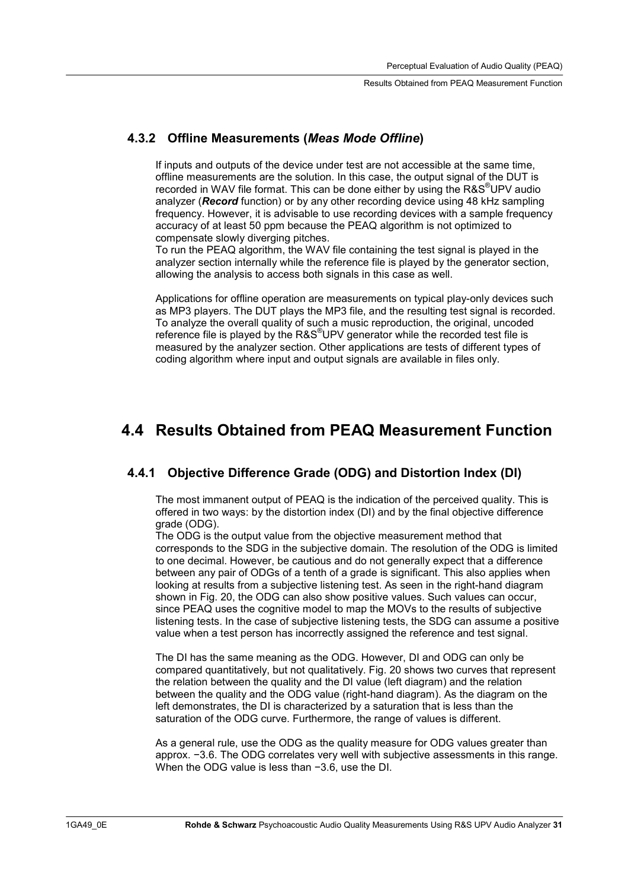### 4.3.2 Offline Measurements (*Meas Mode Offline*)

If inputs and outputs of the device under test are not accessible at the same time, offline measurements are the solution. In this case, the output signal of the DUT is recorded in WAV file format. This can be done either by using the R&S®UPV audio analyzer (***Record*** function) or by any other recording device using 48 kHz sampling frequency. However, it is advisable to use recording devices with a sample frequency accuracy of at least 50 ppm because the PEAQ algorithm is not optimized to compensate slowly diverging pitches.
To run the PEAQ algorithm, the WAV file containing the test signal is played in the analyzer section internally while the reference file is played by the generator section, allowing the analysis to access both signals in this case as well.

Applications for offline operation are measurements on typical play-only devices such as MP3 players. The DUT plays the MP3 file, and the resulting test signal is recorded. To analyze the overall quality of such a music reproduction, the original, uncoded reference file is played by the R&S®UPV generator while the recorded test file is measured by the analyzer section. Other applications are tests of different types of coding algorithm where input and output signals are available in files only.

## 4.4 Results Obtained from PEAQ Measurement Function

### 4.4.1 Objective Difference Grade (ODG) and Distortion Index (DI)

The most immanent output of PEAQ is the indication of the perceived quality. This is offered in two ways: by the distortion index (DI) and by the final objective difference grade (ODG).
The ODG is the output value from the objective measurement method that corresponds to the SDG in the subjective domain. The resolution of the ODG is limited to one decimal. However, be cautious and do not generally expect that a difference between any pair of ODGs of a tenth of a grade is significant. This also applies when looking at results from a subjective listening test. As seen in the right-hand diagram shown in Fig. 20, the ODG can also show positive values. Such values can occur, since PEAQ uses the cognitive model to map the MOVs to the results of subjective listening tests. In the case of subjective listening tests, the SDG can assume a positive value when a test person has incorrectly assigned the reference and test signal.

The DI has the same meaning as the ODG. However, DI and ODG can only be compared quantitatively, but not qualitatively. Fig. 20 shows two curves that represent the relation between the quality and the DI value (left diagram) and the relation between the quality and the ODG value (right-hand diagram). As the diagram on the left demonstrates, the DI is characterized by a saturation that is less than the saturation of the ODG curve. Furthermore, the range of values is different.

As a general rule, use the ODG as the quality measure for ODG values greater than approx. −3.6. The ODG correlates very well with subjective assessments in this range. When the ODG value is less than −3.6, use the DI.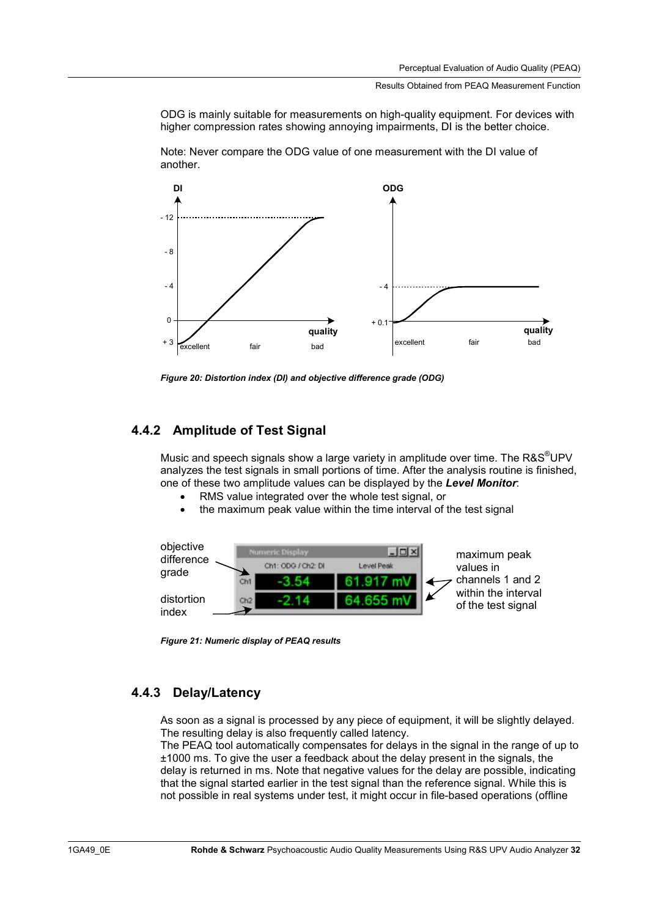ODG is mainly suitable for measurements on high-quality equipment. For devices with higher compression rates showing annoying impairments, DI is the better choice.

Note: Never compare the ODG value of one measurement with the DI value of another.

*Figure 20: Distortion index (DI) and objective difference grade (ODG)*

### 4.4.2 Amplitude of Test Signal

Music and speech signals show a large variety in amplitude over time. The R&S®UPV analyzes the test signals in small portions of time. After the analysis routine is finished, one of these two amplitude values can be displayed by the ***Level Monitor***:

- RMS value integrated over the whole test signal, or
- the maximum peak value within the time interval of the test signal

*Figure 21: Numeric display of PEAQ results*

### 4.4.3 Delay/Latency

As soon as a signal is processed by any piece of equipment, it will be slightly delayed. The resulting delay is also frequently called latency.

The PEAQ tool automatically compensates for delays in the signal in the range of up to ±1000 ms. To give the user a feedback about the delay present in the signals, the delay is returned in ms. Note that negative values for the delay are possible, indicating that the signal started earlier in the test signal than the reference signal. While this is not possible in real systems under test, it might occur in file-based operations (offline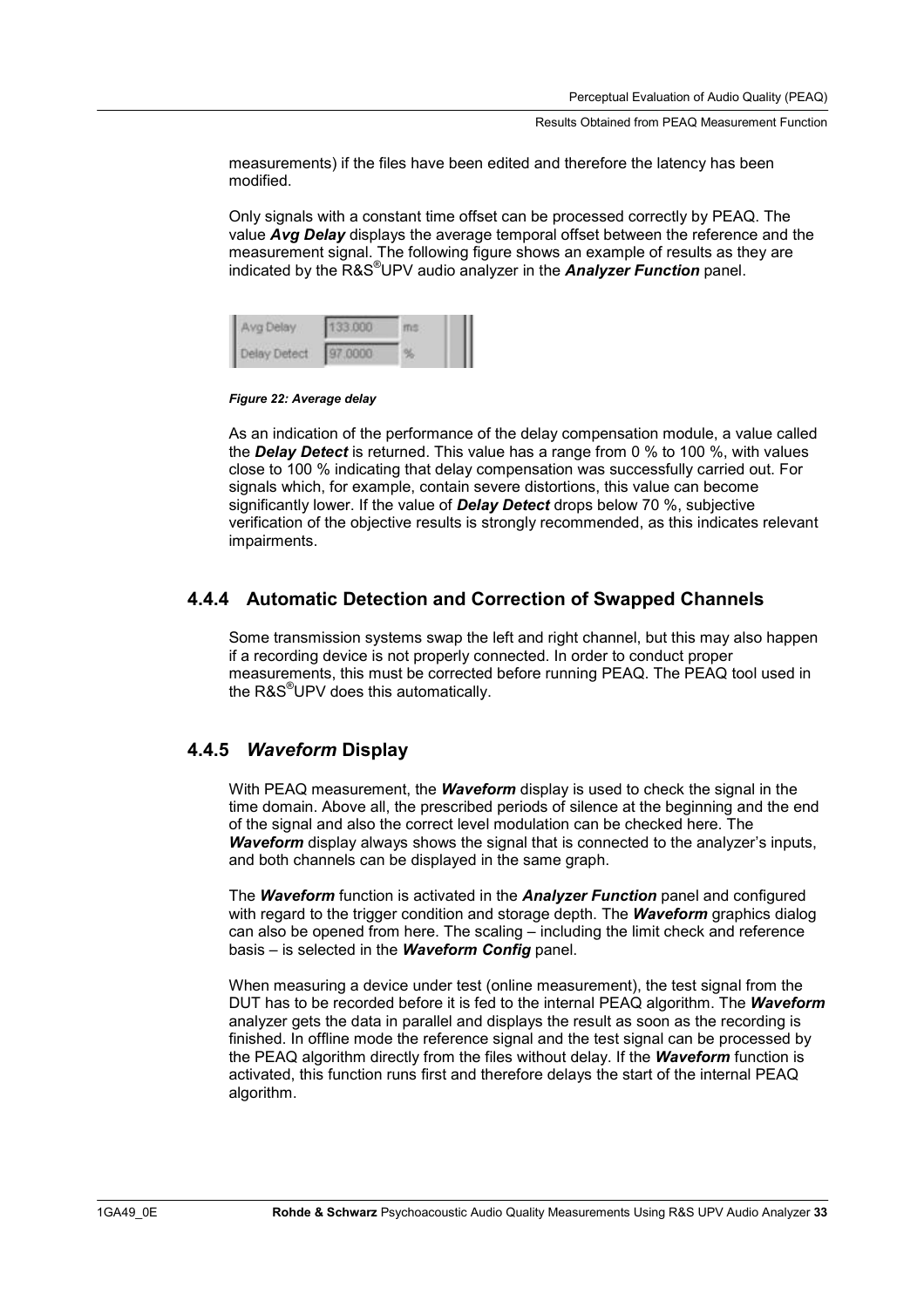measurements) if the files have been edited and therefore the latency has been modified.

Only signals with a constant time offset can be processed correctly by PEAQ. The value ***Avg Delay*** displays the average temporal offset between the reference and the measurement signal. The following figure shows an example of results as they are indicated by the R&S®UPV audio analyzer in the ***Analyzer Function*** panel.

| Avg Delay | 133.000 | ms |
| --- | --- | --- |
| Delay Detect | 97.0000 | % |

***Figure 22: Average delay***

As an indication of the performance of the delay compensation module, a value called the ***Delay Detect*** is returned. This value has a range from 0 % to 100 %, with values close to 100 % indicating that delay compensation was successfully carried out. For signals which, for example, contain severe distortions, this value can become significantly lower. If the value of ***Delay Detect*** drops below 70 %, subjective verification of the objective results is strongly recommended, as this indicates relevant impairments.

### 4.4.4 Automatic Detection and Correction of Swapped Channels

Some transmission systems swap the left and right channel, but this may also happen if a recording device is not properly connected. In order to conduct proper measurements, this must be corrected before running PEAQ. The PEAQ tool used in the R&S®UPV does this automatically.

### 4.4.5 *Waveform* Display

With PEAQ measurement, the ***Waveform*** display is used to check the signal in the time domain. Above all, the prescribed periods of silence at the beginning and the end of the signal and also the correct level modulation can be checked here. The ***Waveform*** display always shows the signal that is connected to the analyzer's inputs, and both channels can be displayed in the same graph.

The ***Waveform*** function is activated in the ***Analyzer Function*** panel and configured with regard to the trigger condition and storage depth. The ***Waveform*** graphics dialog can also be opened from here. The scaling – including the limit check and reference basis – is selected in the ***Waveform Config*** panel.

When measuring a device under test (online measurement), the test signal from the DUT has to be recorded before it is fed to the internal PEAQ algorithm. The ***Waveform*** analyzer gets the data in parallel and displays the result as soon as the recording is finished. In offline mode the reference signal and the test signal can be processed by the PEAQ algorithm directly from the files without delay. If the ***Waveform*** function is activated, this function runs first and therefore delays the start of the internal PEAQ algorithm.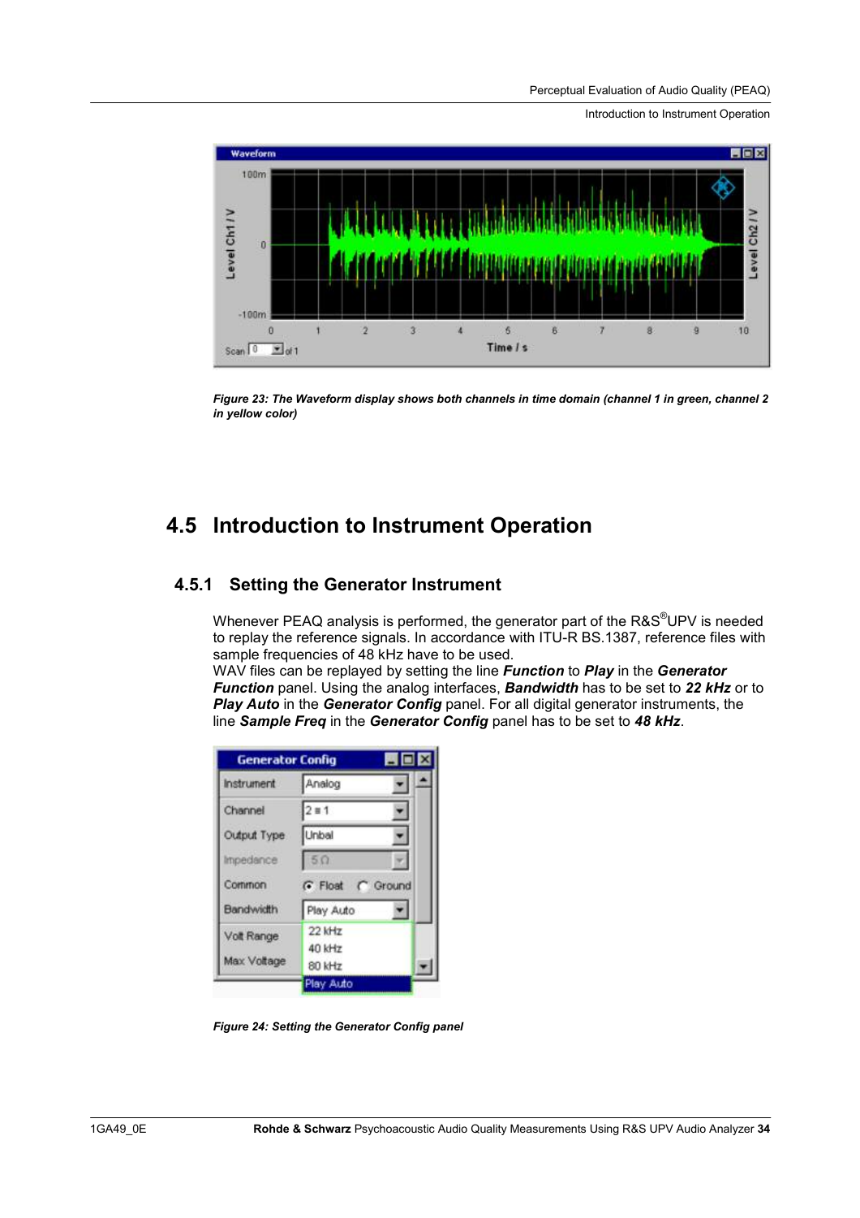Figure 23: *The Waveform display shows both channels in time domain (channel 1 in green, channel 2 in yellow color)*

## 4.5 Introduction to Instrument Operation

### 4.5.1 Setting the Generator Instrument

Whenever PEAQ analysis is performed, the generator part of the R&S®UPV is needed to replay the reference signals. In accordance with ITU-R BS.1387, reference files with sample frequencies of 48 kHz have to be used.

WAV files can be replayed by setting the line ***Function*** to ***Play*** in the ***Generator Function*** panel. Using the analog interfaces, ***Bandwidth*** has to be set to ***22 kHz*** or to ***Play Auto*** in the ***Generator Config*** panel. For all digital generator instruments, the line ***Sample Freq*** in the ***Generator Config*** panel has to be set to ***48 kHz***.

*Figure 24: Setting the Generator Config panel*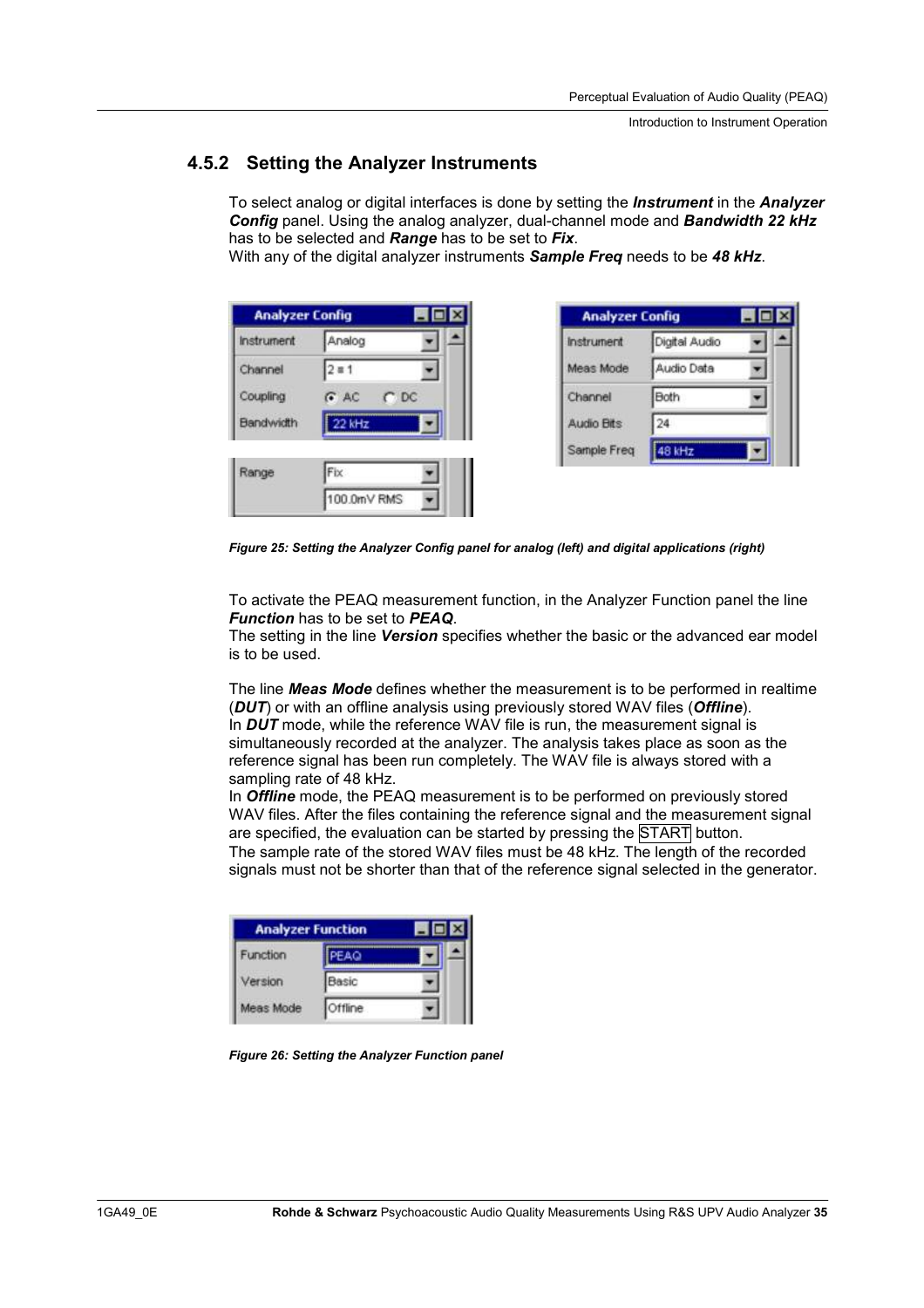## 4.5.2 Setting the Analyzer Instruments

To select analog or digital interfaces is done by setting the ***Instrument*** in the ***Analyzer Config*** panel. Using the analog analyzer, dual-channel mode and ***Bandwidth 22 kHz*** has to be selected and ***Range*** has to be set to ***Fix***.
With any of the digital analyzer instruments ***Sample Freq*** needs to be ***48 kHz***.

***Figure 25: Setting the Analyzer Config panel for analog (left) and digital applications (right)***

To activate the PEAQ measurement function, in the Analyzer Function panel the line ***Function*** has to be set to ***PEAQ***.
The setting in the line ***Version*** specifies whether the basic or the advanced ear model is to be used.

The line ***Meas Mode*** defines whether the measurement is to be performed in realtime (***DUT***) or with an offline analysis using previously stored WAV files (***Offline***).
In ***DUT*** mode, while the reference WAV file is run, the measurement signal is simultaneously recorded at the analyzer. The analysis takes place as soon as the reference signal has been run completely. The WAV file is always stored with a sampling rate of 48 kHz.
In ***Offline*** mode, the PEAQ measurement is to be performed on previously stored WAV files. After the files containing the reference signal and the measurement signal are specified, the evaluation can be started by pressing the START button.
The sample rate of the stored WAV files must be 48 kHz. The length of the recorded signals must not be shorter than that of the reference signal selected in the generator.

***Figure 26: Setting the Analyzer Function panel***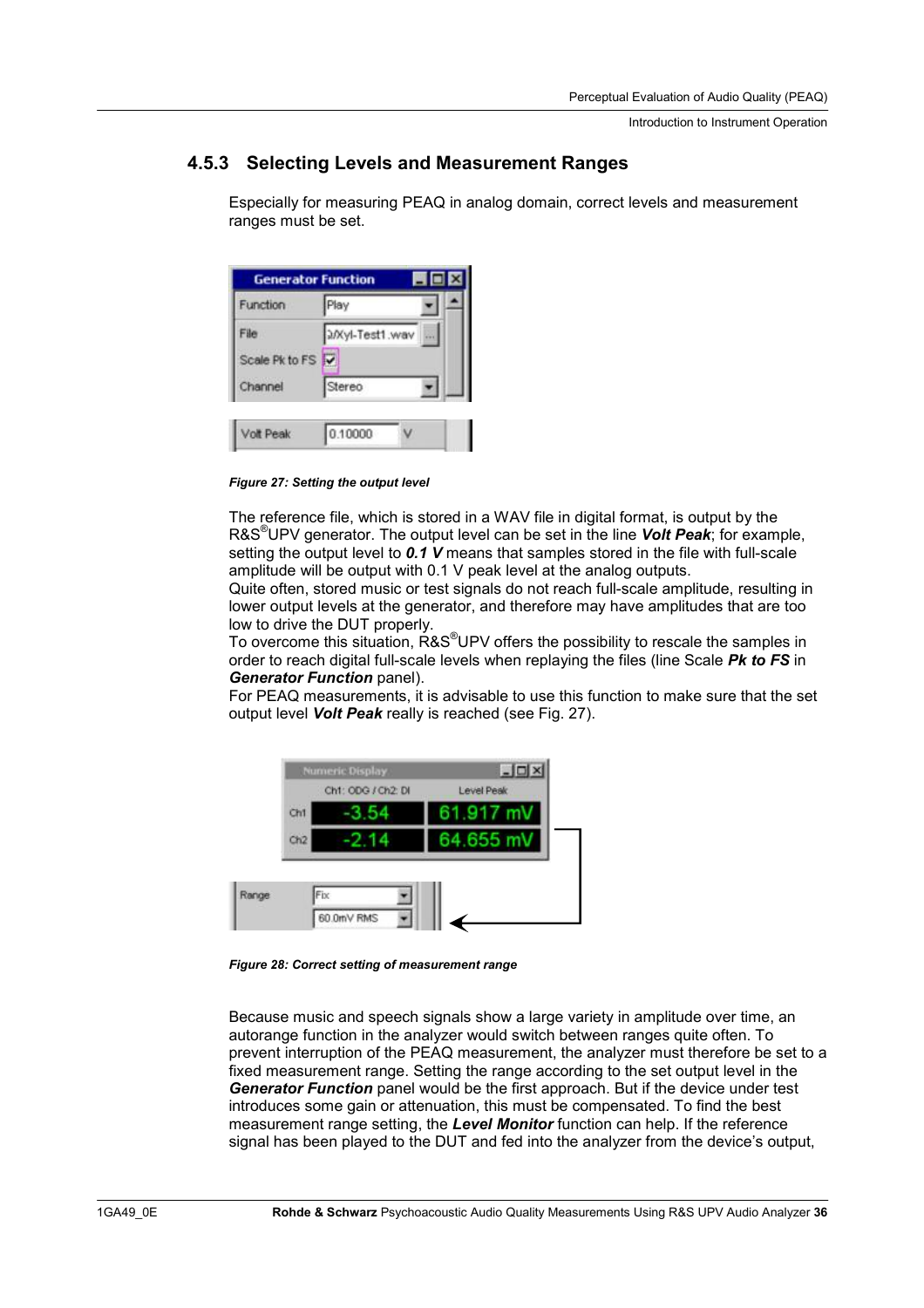### 4.5.3 Selecting Levels and Measurement Ranges

Especially for measuring PEAQ in analog domain, correct levels and measurement ranges must be set.

*Figure 27: Setting the output level*

The reference file, which is stored in a WAV file in digital format, is output by the R&S®UPV generator. The output level can be set in the line ***Volt Peak***; for example, setting the output level to ***0.1 V*** means that samples stored in the file with full-scale amplitude will be output with 0.1 V peak level at the analog outputs.
Quite often, stored music or test signals do not reach full-scale amplitude, resulting in lower output levels at the generator, and therefore may have amplitudes that are too low to drive the DUT properly.
To overcome this situation, R&S®UPV offers the possibility to rescale the samples in order to reach digital full-scale levels when replaying the files (line Scale ***Pk to FS*** in ***Generator Function*** panel).
For PEAQ measurements, it is advisable to use this function to make sure that the set output level ***Volt Peak*** really is reached (see Fig. 27).

*Figure 28: Correct setting of measurement range*

Because music and speech signals show a large variety in amplitude over time, an autorange function in the analyzer would switch between ranges quite often. To prevent interruption of the PEAQ measurement, the analyzer must therefore be set to a fixed measurement range. Setting the range according to the set output level in the ***Generator Function*** panel would be the first approach. But if the device under test introduces some gain or attenuation, this must be compensated. To find the best measurement range setting, the ***Level Monitor*** function can help. If the reference signal has been played to the DUT and fed into the analyzer from the device's output,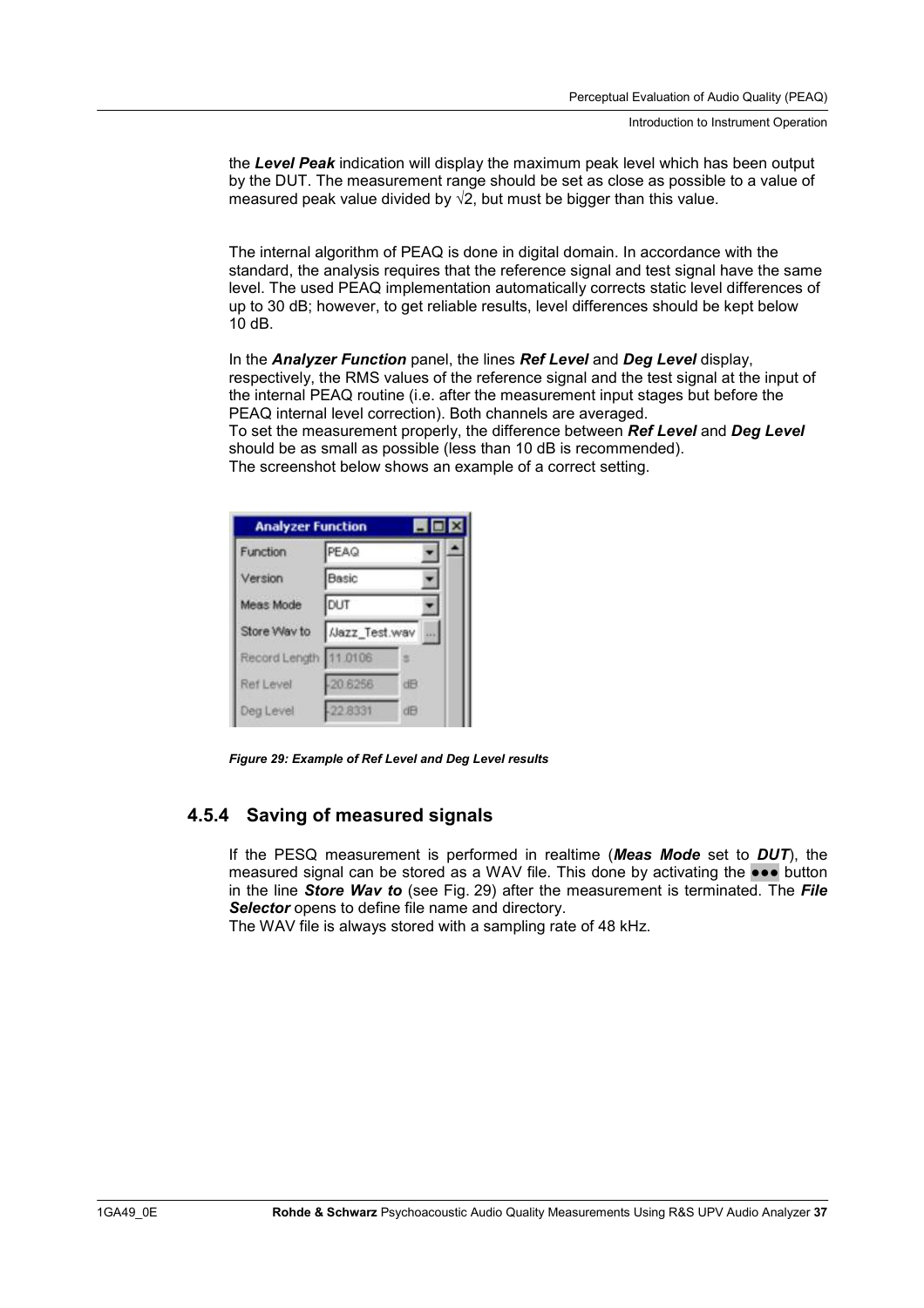the ***Level Peak*** indication will display the maximum peak level which has been output by the DUT. The measurement range should be set as close as possible to a value of measured peak value divided by $\sqrt{2}$, but must be bigger than this value.

The internal algorithm of PEAQ is done in digital domain. In accordance with the standard, the analysis requires that the reference signal and test signal have the same level. The used PEAQ implementation automatically corrects static level differences of up to 30 dB; however, to get reliable results, level differences should be kept below 10 dB.

In the ***Analyzer Function*** panel, the lines ***Ref Level*** and ***Deg Level*** display, respectively, the RMS values of the reference signal and the test signal at the input of the internal PEAQ routine (i.e. after the measurement input stages but before the PEAQ internal level correction). Both channels are averaged.
To set the measurement properly, the difference between ***Ref Level*** and ***Deg Level*** should be as small as possible (less than 10 dB is recommended).
The screenshot below shows an example of a correct setting.

| Analyzer Function | | |
|---|---|---|
| Function | PEAQ | |
| Version | Basic | |
| Meas Mode | DUT | |
| Store Wav to | /Jazz_Test.wav | |
| Record Length | 11.0106 | s |
| Ref Level | -20.6256 | dB |
| Deg Level | -22.8331 | dB |

*Figure 29: Example of Ref Level and Deg Level results*

### 4.5.4 Saving of measured signals

If the PESQ measurement is performed in realtime (***Meas Mode*** set to ***DUT***), the measured signal can be stored as a WAV file. This done by activating the ●●● button in the line ***Store Wav to*** (see Fig. 29) after the measurement is terminated. The ***File Selector*** opens to define file name and directory.
The WAV file is always stored with a sampling rate of 48 kHz.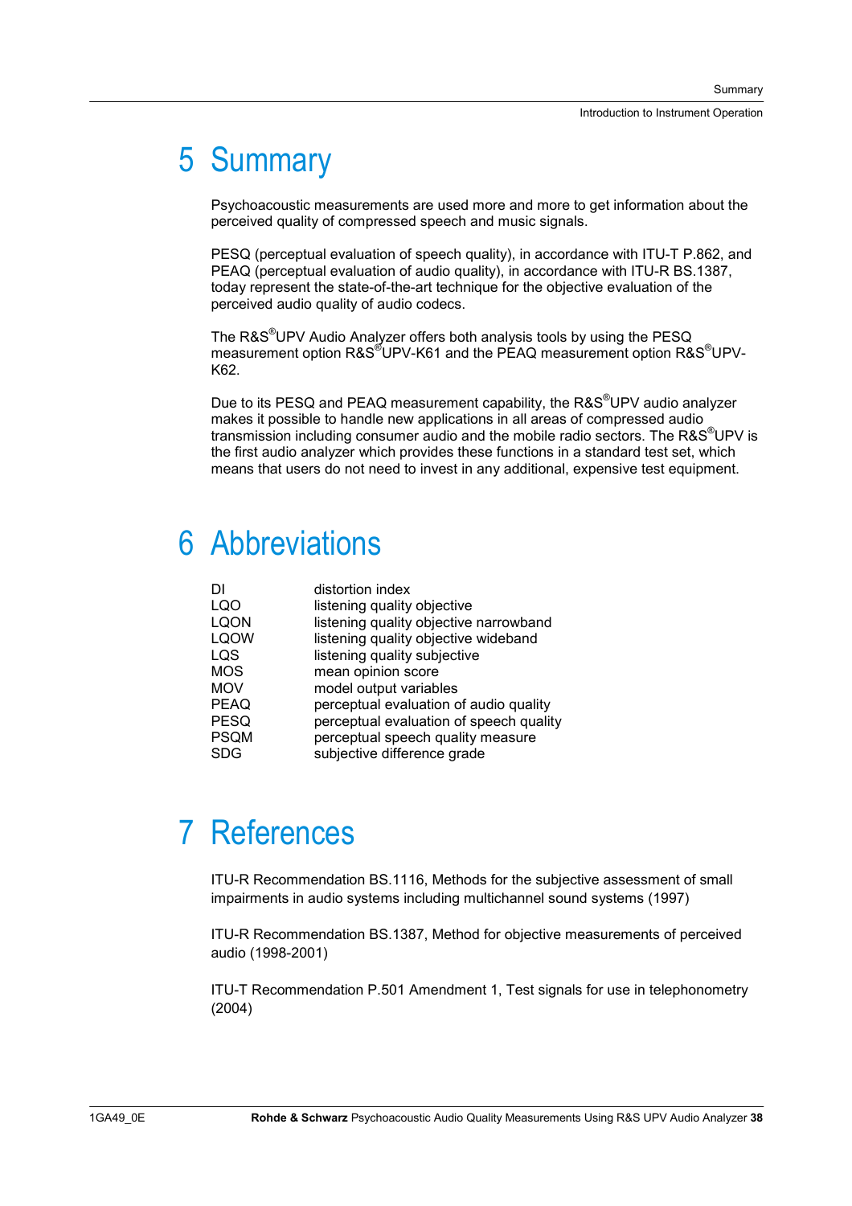# 5 Summary

Psychoacoustic measurements are used more and more to get information about the perceived quality of compressed speech and music signals.

PESQ (perceptual evaluation of speech quality), in accordance with ITU-T P.862, and PEAQ (perceptual evaluation of audio quality), in accordance with ITU-R BS.1387, today represent the state-of-the-art technique for the objective evaluation of the perceived audio quality of audio codecs.

The R&S®UPV Audio Analyzer offers both analysis tools by using the PESQ measurement option R&S®UPV-K61 and the PEAQ measurement option R&S®UPV-K62.

Due to its PESQ and PEAQ measurement capability, the R&S®UPV audio analyzer makes it possible to handle new applications in all areas of compressed audio transmission including consumer audio and the mobile radio sectors. The R&S®UPV is the first audio analyzer which provides these functions in a standard test set, which means that users do not need to invest in any additional, expensive test equipment.

# 6 Abbreviations

| | |
|---|---|
| DI | distortion index |
| LQO | listening quality objective |
| LQON | listening quality objective narrowband |
| LQOW | listening quality objective wideband |
| LQS | listening quality subjective |
| MOS | mean opinion score |
| MOV | model output variables |
| PEAQ | perceptual evaluation of audio quality |
| PESQ | perceptual evaluation of speech quality |
| PSQM | perceptual speech quality measure |
| SDG | subjective difference grade |

# 7 References

ITU-R Recommendation BS.1116, Methods for the subjective assessment of small impairments in audio systems including multichannel sound systems (1997)

ITU-R Recommendation BS.1387, Method for objective measurements of perceived audio (1998-2001)

ITU-T Recommendation P.501 Amendment 1, Test signals for use in telephonometry (2004)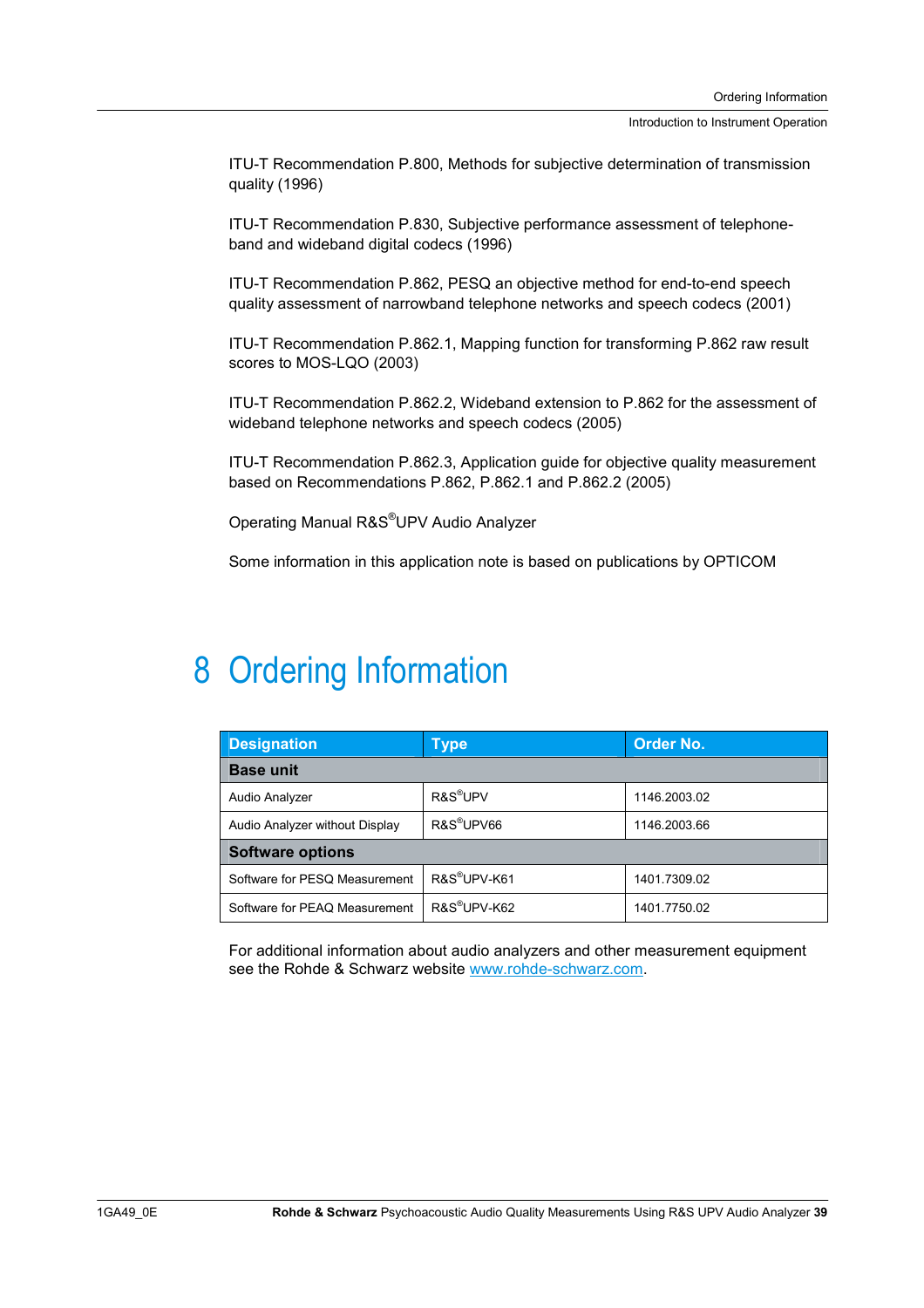ITU-T Recommendation P.800, Methods for subjective determination of transmission quality (1996)

ITU-T Recommendation P.830, Subjective performance assessment of telephone-band and wideband digital codecs (1996)

ITU-T Recommendation P.862, PESQ an objective method for end-to-end speech quality assessment of narrowband telephone networks and speech codecs (2001)

ITU-T Recommendation P.862.1, Mapping function for transforming P.862 raw result scores to MOS-LQO (2003)

ITU-T Recommendation P.862.2, Wideband extension to P.862 for the assessment of wideband telephone networks and speech codecs (2005)

ITU-T Recommendation P.862.3, Application guide for objective quality measurement based on Recommendations P.862, P.862.1 and P.862.2 (2005)

Operating Manual R&S®UPV Audio Analyzer

Some information in this application note is based on publications by OPTICOM

# 8 Ordering Information

| Designation | Type | Order No. |
|---|---|---|
| **Base unit** | | |
| Audio Analyzer | R&S®UPV | 1146.2003.02 |
| Audio Analyzer without Display | R&S®UPV66 | 1146.2003.66 |
| **Software options** | | |
| Software for PESQ Measurement | R&S®UPV-K61 | 1401.7309.02 |
| Software for PEAQ Measurement | R&S®UPV-K62 | 1401.7750.02 |

For additional information about audio analyzers and other measurement equipment see the Rohde & Schwarz website www.rohde-schwarz.com.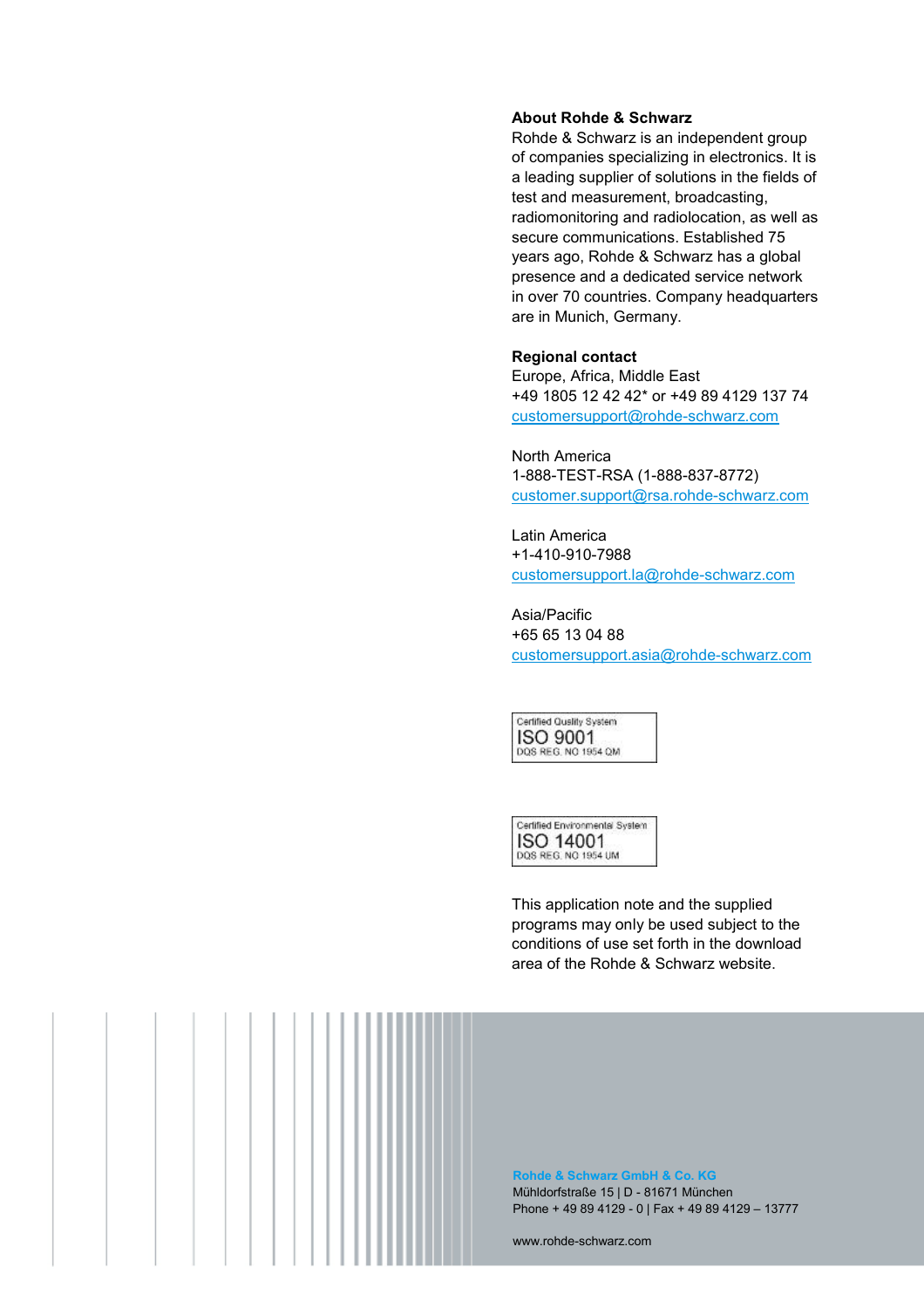**About Rohde & Schwarz**
Rohde & Schwarz is an independent group of companies specializing in electronics. It is a leading supplier of solutions in the fields of test and measurement, broadcasting, radiomonitoring and radiolocation, as well as secure communications. Established 75 years ago, Rohde & Schwarz has a global presence and a dedicated service network in over 70 countries. Company headquarters are in Munich, Germany.

**Regional contact**
Europe, Africa, Middle East
+49 1805 12 42 42* or +49 89 4129 137 74
customersupport@rohde-schwarz.com

North America
1-888-TEST-RSA (1-888-837-8772)
customer.support@rsa.rohde-schwarz.com

Latin America
+1-410-910-7988
customersupport.la@rohde-schwarz.com

Asia/Pacific
+65 65 13 04 88
customersupport.asia@rohde-schwarz.com

Certified Quality System
ISO 9001
DQS REG. NO 1954 QM

Certified Environmental System
ISO 14001
DQS REG. NO 1954 UM

This application note and the supplied programs may only be used subject to the conditions of use set forth in the download area of the Rohde & Schwarz website.

**Rohde & Schwarz GmbH & Co. KG**
Mühldorfstraße 15 | D - 81671 München
Phone + 49 89 4129 - 0 | Fax + 49 89 4129 – 13777

www.rohde-schwarz.com